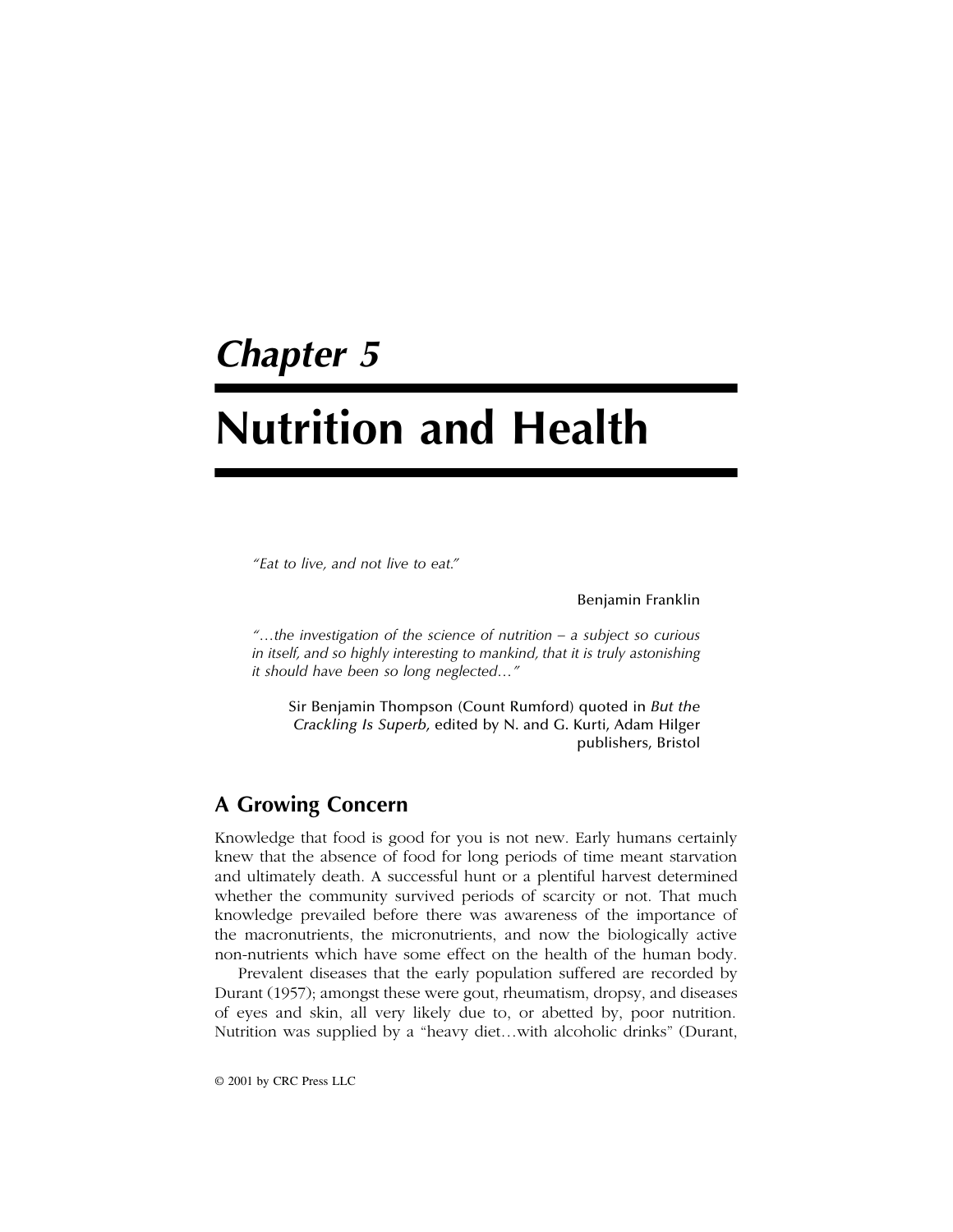# Chapter 5

# Nutrition and Health

*"Eat to live, and not live to eat."*

Benjamin Franklin

*"…the investigation of the science of nutrition – a subject so curious in itself, and so highly interesting to mankind, that it is truly astonishing it should have been so long neglected…"*

Sir Benjamin Thompson (Count Rumford) quoted in *But the Crackling Is Superb*, edited by N. and G. Kurti, Adam Hilger publishers, Bristol

## A Growing Concern

Knowledge that food is good for you is not new. Early humans certainly knew that the absence of food for long periods of time meant starvation and ultimately death. A successful hunt or a plentiful harvest determined whether the community survived periods of scarcity or not. That much knowledge prevailed before there was awareness of the importance of the macronutrients, the micronutrients, and now the biologically active non-nutrients which have some effect on the health of the human body.

Prevalent diseases that the early population suffered are recorded by Durant (1957); amongst these were gout, rheumatism, dropsy, and diseases of eyes and skin, all very likely due to, or abetted by, poor nutrition. Nutrition was supplied by a "heavy diet…with alcoholic drinks" (Durant,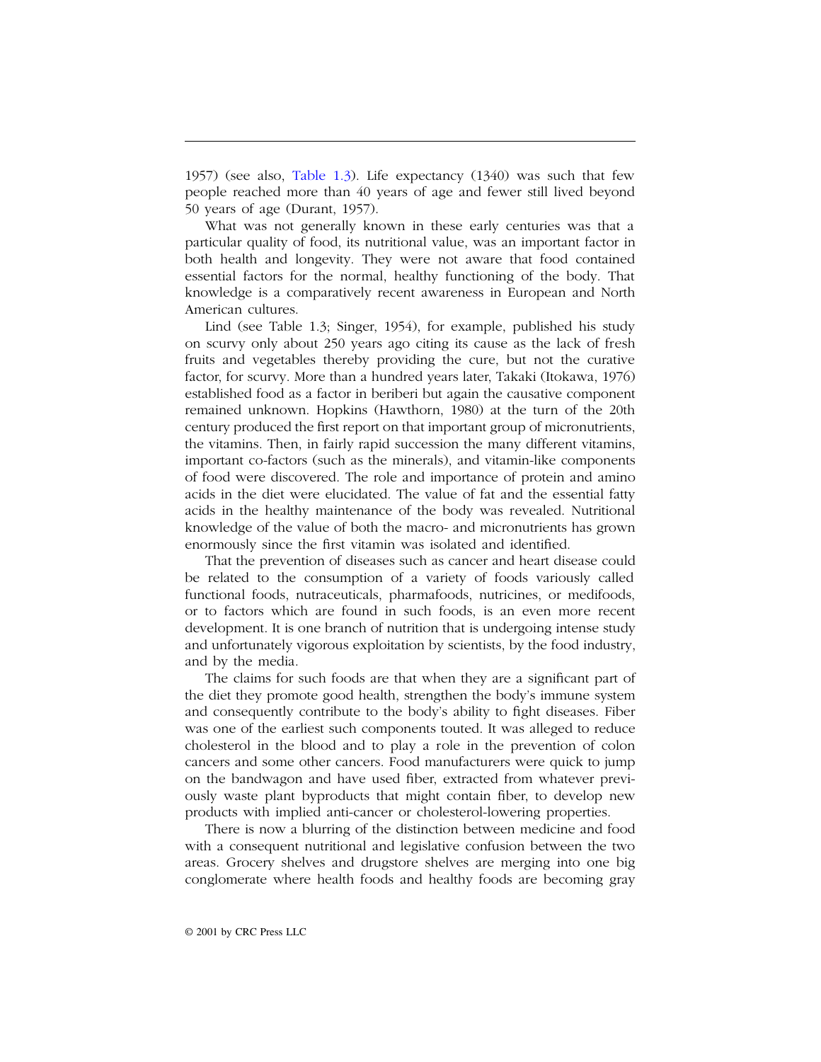1957) (see also, Table 1.3). Life expectancy (1340) was such that few people reached more than 40 years of age and fewer still lived beyond 50 years of age (Durant, 1957).

What was not generally known in these early centuries was that a particular quality of food, its nutritional value, was an important factor in both health and longevity. They were not aware that food contained essential factors for the normal, healthy functioning of the body. That knowledge is a comparatively recent awareness in European and North American cultures.

Lind (see Table 1.3; Singer, 1954), for example, published his study on scurvy only about 250 years ago citing its cause as the lack of fresh fruits and vegetables thereby providing the cure, but not the curative factor, for scurvy. More than a hundred years later, Takaki (Itokawa, 1976) established food as a factor in beriberi but again the causative component remained unknown. Hopkins (Hawthorn, 1980) at the turn of the 20th century produced the first report on that important group of micronutrients, the vitamins. Then, in fairly rapid succession the many different vitamins, important co-factors (such as the minerals), and vitamin-like components of food were discovered. The role and importance of protein and amino acids in the diet were elucidated. The value of fat and the essential fatty acids in the healthy maintenance of the body was revealed. Nutritional knowledge of the value of both the macro- and micronutrients has grown enormously since the first vitamin was isolated and identified.

That the prevention of diseases such as cancer and heart disease could be related to the consumption of a variety of foods variously called functional foods, nutraceuticals, pharmafoods, nutricines, or medifoods, or to factors which are found in such foods, is an even more recent development. It is one branch of nutrition that is undergoing intense study and unfortunately vigorous exploitation by scientists, by the food industry, and by the media.

The claims for such foods are that when they are a significant part of the diet they promote good health, strengthen the body's immune system and consequently contribute to the body's ability to fight diseases. Fiber was one of the earliest such components touted. It was alleged to reduce cholesterol in the blood and to play a role in the prevention of colon cancers and some other cancers. Food manufacturers were quick to jump on the bandwagon and have used fiber, extracted from whatever previously waste plant byproducts that might contain fiber, to develop new products with implied anti-cancer or cholesterol-lowering properties.

There is now a blurring of the distinction between medicine and food with a consequent nutritional and legislative confusion between the two areas. Grocery shelves and drugstore shelves are merging into one big conglomerate where health foods and healthy foods are becoming gray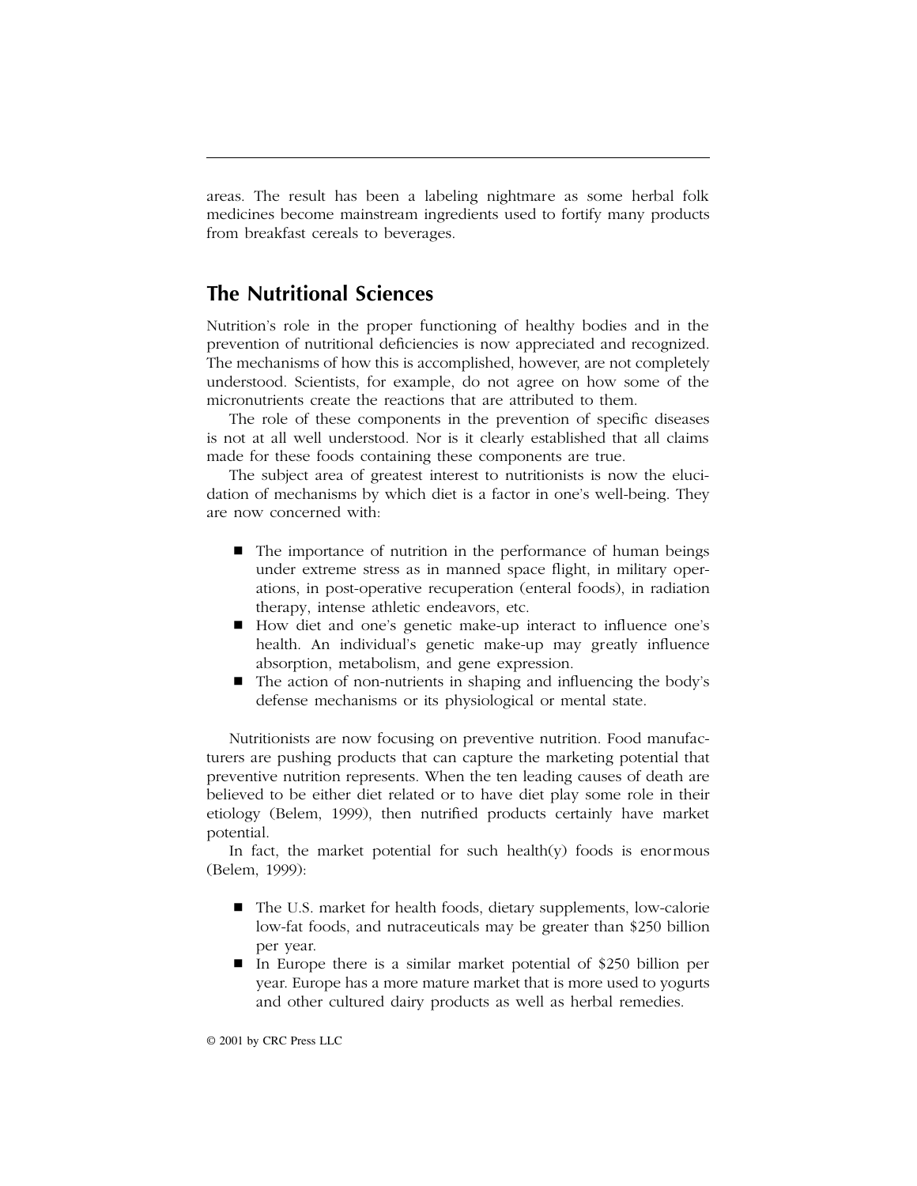areas. The result has been a labeling nightmare as some herbal folk medicines become mainstream ingredients used to fortify many products from breakfast cereals to beverages.

## The Nutritional Sciences

Nutrition's role in the proper functioning of healthy bodies and in the prevention of nutritional deficiencies is now appreciated and recognized. The mechanisms of how this is accomplished, however, are not completely understood. Scientists, for example, do not agree on how some of the micronutrients create the reactions that are attributed to them.

The role of these components in the prevention of specific diseases is not at all well understood. Nor is it clearly established that all claims made for these foods containing these components are true.

The subject area of greatest interest to nutritionists is now the elucidation of mechanisms by which diet is a factor in one's well-being. They are now concerned with:

- The importance of nutrition in the performance of human beings under extreme stress as in manned space flight, in military operations, in post-operative recuperation (enteral foods), in radiation therapy, intense athletic endeavors, etc.
- How diet and one's genetic make-up interact to influence one's health. An individual's genetic make-up may greatly influence absorption, metabolism, and gene expression.
- The action of non-nutrients in shaping and influencing the body's defense mechanisms or its physiological or mental state.

Nutritionists are now focusing on preventive nutrition. Food manufacturers are pushing products that can capture the marketing potential that preventive nutrition represents. When the ten leading causes of death are believed to be either diet related or to have diet play some role in their etiology (Belem, 1999), then nutrified products certainly have market potential.

In fact, the market potential for such health(y) foods is enormous (Belem, 1999):

- The U.S. market for health foods, dietary supplements, low-calorie low-fat foods, and nutraceuticals may be greater than $250 billion per year.
- In Europe there is a similar market potential of $250 billion per year. Europe has a more mature market that is more used to yogurts and other cultured dairy products as well as herbal remedies.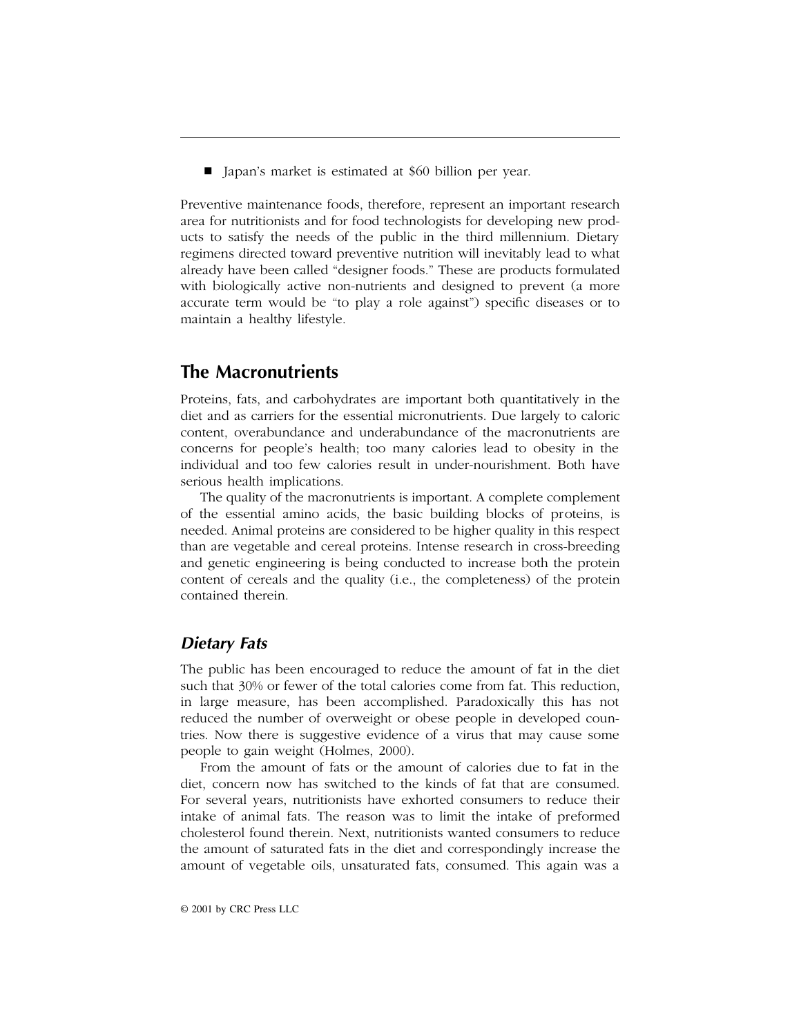- Japan's market is estimated at $60 billion per year.

Preventive maintenance foods, therefore, represent an important research area for nutritionists and for food technologists for developing new products to satisfy the needs of the public in the third millennium. Dietary regimens directed toward preventive nutrition will inevitably lead to what already have been called "designer foods." These are products formulated with biologically active non-nutrients and designed to prevent (a more accurate term would be "to play a role against") specific diseases or to maintain a healthy lifestyle.

## The Macronutrients

Proteins, fats, and carbohydrates are important both quantitatively in the diet and as carriers for the essential micronutrients. Due largely to caloric content, overabundance and underabundance of the macronutrients are concerns for people's health; too many calories lead to obesity in the individual and too few calories result in under-nourishment. Both have serious health implications.

The quality of the macronutrients is important. A complete complement of the essential amino acids, the basic building blocks of proteins, is needed. Animal proteins are considered to be higher quality in this respect than are vegetable and cereal proteins. Intense research in cross-breeding and genetic engineering is being conducted to increase both the protein content of cereals and the quality (i.e., the completeness) of the protein contained therein.

### *Dietary Fats*

The public has been encouraged to reduce the amount of fat in the diet such that 30% or fewer of the total calories come from fat. This reduction, in large measure, has been accomplished. Paradoxically this has not reduced the number of overweight or obese people in developed countries. Now there is suggestive evidence of a virus that may cause some people to gain weight (Holmes, 2000).

From the amount of fats or the amount of calories due to fat in the diet, concern now has switched to the kinds of fat that are consumed. For several years, nutritionists have exhorted consumers to reduce their intake of animal fats. The reason was to limit the intake of preformed cholesterol found therein. Next, nutritionists wanted consumers to reduce the amount of saturated fats in the diet and correspondingly increase the amount of vegetable oils, unsaturated fats, consumed. This again was a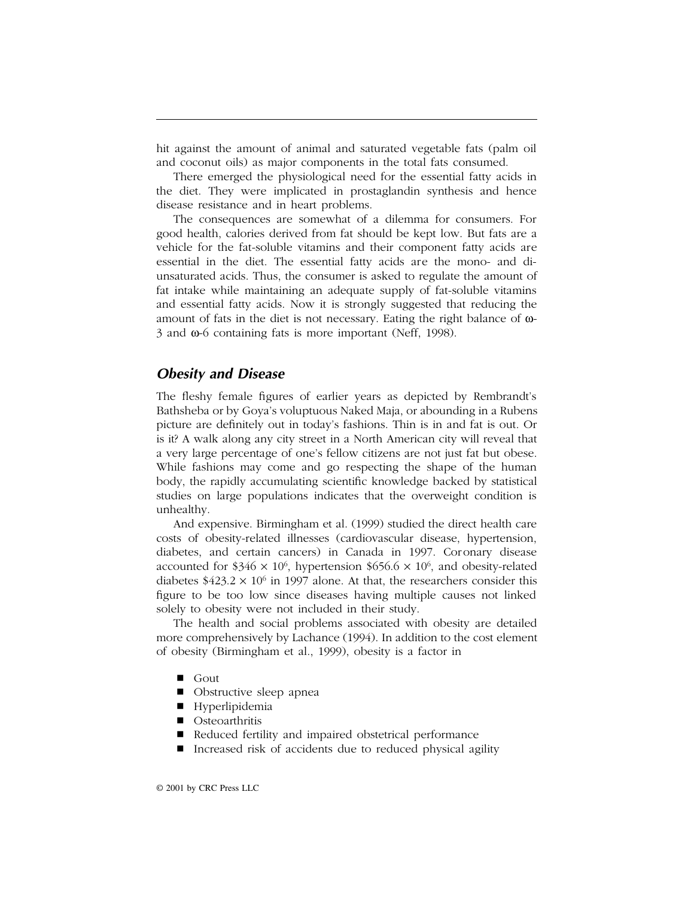hit against the amount of animal and saturated vegetable fats (palm oil and coconut oils) as major components in the total fats consumed.

There emerged the physiological need for the essential fatty acids in the diet. They were implicated in prostaglandin synthesis and hence disease resistance and in heart problems.

The consequences are somewhat of a dilemma for consumers. For good health, calories derived from fat should be kept low. But fats are a vehicle for the fat-soluble vitamins and their component fatty acids are essential in the diet. The essential fatty acids are the mono- and di-unsaturated acids. Thus, the consumer is asked to regulate the amount of fat intake while maintaining an adequate supply of fat-soluble vitamins and essential fatty acids. Now it is strongly suggested that reducing the amount of fats in the diet is not necessary. Eating the right balance of ω-3 and ω-6 containing fats is more important (Neff, 1998).

## *Obesity and Disease*

The fleshy female figures of earlier years as depicted by Rembrandt's Bathsheba or by Goya's voluptuous Naked Maja, or abounding in a Rubens picture are definitely out in today's fashions. Thin is in and fat is out. Or is it? A walk along any city street in a North American city will reveal that a very large percentage of one's fellow citizens are not just fat but obese. While fashions may come and go respecting the shape of the human body, the rapidly accumulating scientific knowledge backed by statistical studies on large populations indicates that the overweight condition is unhealthy.

And expensive. Birmingham et al. (1999) studied the direct health care costs of obesity-related illnesses (cardiovascular disease, hypertension, diabetes, and certain cancers) in Canada in 1997. Coronary disease accounted for $\$346 \times 10^6$, hypertension $\$656.6 \times 10^6$, and obesity-related diabetes $\$423.2 \times 10^6$ in 1997 alone. At that, the researchers consider this figure to be too low since diseases having multiple causes not linked solely to obesity were not included in their study.

The health and social problems associated with obesity are detailed more comprehensively by Lachance (1994). In addition to the cost element of obesity (Birmingham et al., 1999), obesity is a factor in

- Gout
- Obstructive sleep apnea
- Hyperlipidemia
- Osteoarthritis
- Reduced fertility and impaired obstetrical performance
- Increased risk of accidents due to reduced physical agility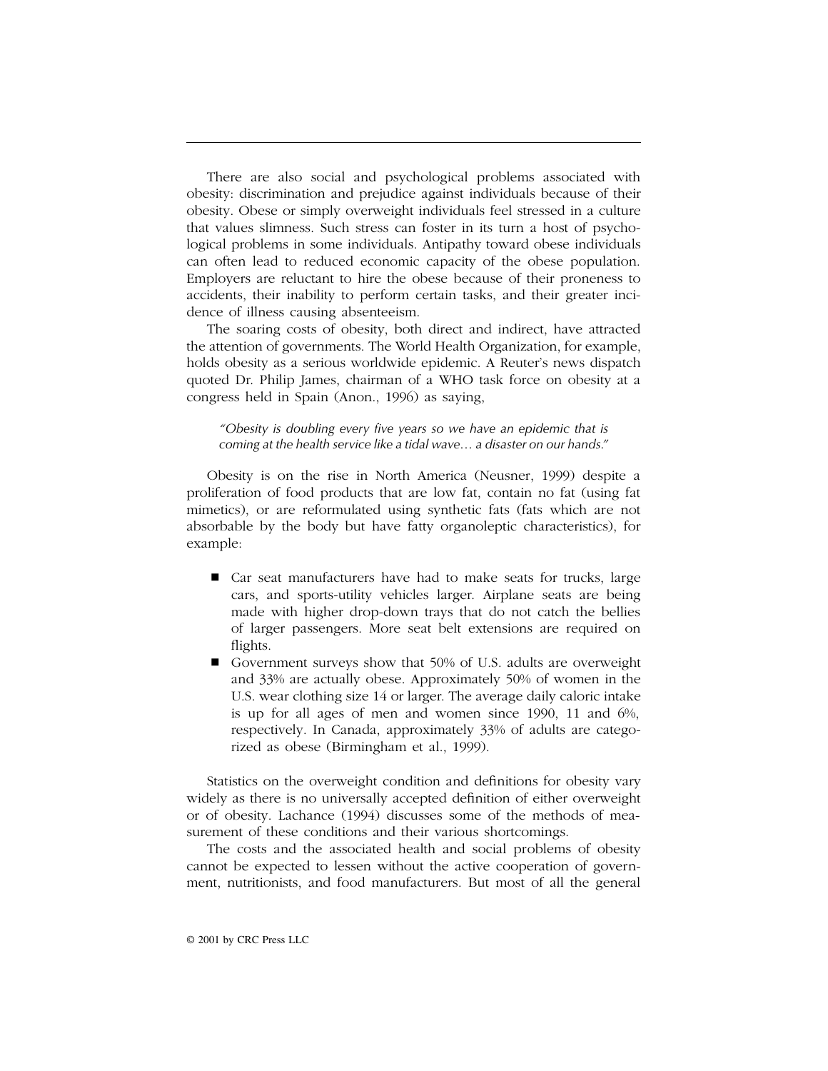There are also social and psychological problems associated with obesity: discrimination and prejudice against individuals because of their obesity. Obese or simply overweight individuals feel stressed in a culture that values slimness. Such stress can foster in its turn a host of psychological problems in some individuals. Antipathy toward obese individuals can often lead to reduced economic capacity of the obese population. Employers are reluctant to hire the obese because of their proneness to accidents, their inability to perform certain tasks, and their greater incidence of illness causing absenteeism.

The soaring costs of obesity, both direct and indirect, have attracted the attention of governments. The World Health Organization, for example, holds obesity as a serious worldwide epidemic. A Reuter's news dispatch quoted Dr. Philip James, chairman of a WHO task force on obesity at a congress held in Spain (Anon., 1996) as saying,

> *"Obesity is doubling every five years so we have an epidemic that is coming at the health service like a tidal wave… a disaster on our hands."*

Obesity is on the rise in North America (Neusner, 1999) despite a proliferation of food products that are low fat, contain no fat (using fat mimetics), or are reformulated using synthetic fats (fats which are not absorbable by the body but have fatty organoleptic characteristics), for example:

- Car seat manufacturers have had to make seats for trucks, large cars, and sports-utility vehicles larger. Airplane seats are being made with higher drop-down trays that do not catch the bellies of larger passengers. More seat belt extensions are required on flights.
- Government surveys show that 50% of U.S. adults are overweight and 33% are actually obese. Approximately 50% of women in the U.S. wear clothing size 14 or larger. The average daily caloric intake is up for all ages of men and women since 1990, 11 and 6%, respectively. In Canada, approximately 33% of adults are categorized as obese (Birmingham et al., 1999).

Statistics on the overweight condition and definitions for obesity vary widely as there is no universally accepted definition of either overweight or of obesity. Lachance (1994) discusses some of the methods of measurement of these conditions and their various shortcomings.

The costs and the associated health and social problems of obesity cannot be expected to lessen without the active cooperation of government, nutritionists, and food manufacturers. But most of all the general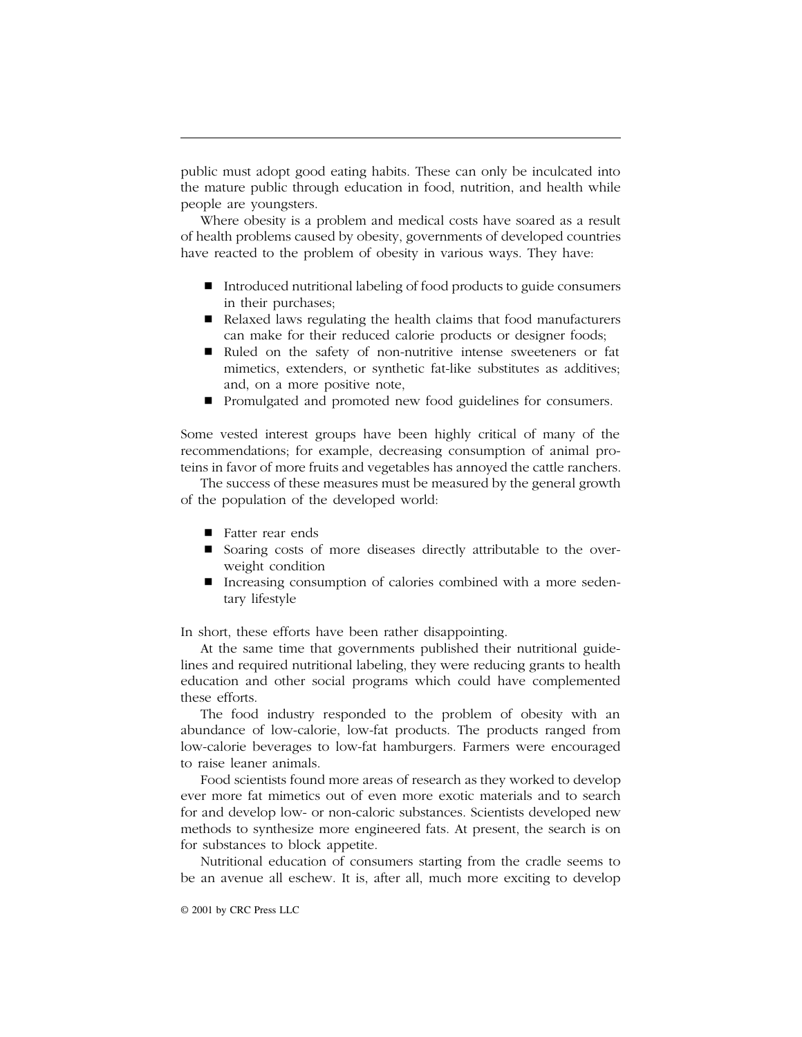public must adopt good eating habits. These can only be inculcated into the mature public through education in food, nutrition, and health while people are youngsters.

Where obesity is a problem and medical costs have soared as a result of health problems caused by obesity, governments of developed countries have reacted to the problem of obesity in various ways. They have:

- Introduced nutritional labeling of food products to guide consumers in their purchases;
- Relaxed laws regulating the health claims that food manufacturers can make for their reduced calorie products or designer foods;
- Ruled on the safety of non-nutritive intense sweeteners or fat mimetics, extenders, or synthetic fat-like substitutes as additives; and, on a more positive note,
- Promulgated and promoted new food guidelines for consumers.

Some vested interest groups have been highly critical of many of the recommendations; for example, decreasing consumption of animal proteins in favor of more fruits and vegetables has annoyed the cattle ranchers.

The success of these measures must be measured by the general growth of the population of the developed world:

- Fatter rear ends
- Soaring costs of more diseases directly attributable to the overweight condition
- Increasing consumption of calories combined with a more sedentary lifestyle

In short, these efforts have been rather disappointing.

At the same time that governments published their nutritional guidelines and required nutritional labeling, they were reducing grants to health education and other social programs which could have complemented these efforts.

The food industry responded to the problem of obesity with an abundance of low-calorie, low-fat products. The products ranged from low-calorie beverages to low-fat hamburgers. Farmers were encouraged to raise leaner animals.

Food scientists found more areas of research as they worked to develop ever more fat mimetics out of even more exotic materials and to search for and develop low- or non-caloric substances. Scientists developed new methods to synthesize more engineered fats. At present, the search is on for substances to block appetite.

Nutritional education of consumers starting from the cradle seems to be an avenue all eschew. It is, after all, much more exciting to develop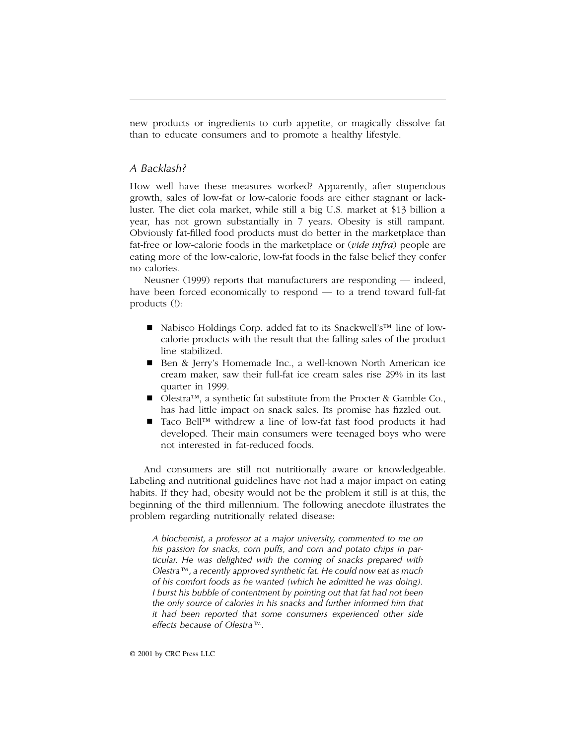new products or ingredients to curb appetite, or magically dissolve fat than to educate consumers and to promote a healthy lifestyle.

### *A Backlash?*

How well have these measures worked? Apparently, after stupendous growth, sales of low-fat or low-calorie foods are either stagnant or lackluster. The diet cola market, while still a big U.S. market at $13 billion a year, has not grown substantially in 7 years. Obesity is still rampant. Obviously fat-filled food products must do better in the marketplace than fat-free or low-calorie foods in the marketplace or (*vide infra*) people are eating more of the low-calorie, low-fat foods in the false belief they confer no calories.

Neusner (1999) reports that manufacturers are responding — indeed, have been forced economically to respond — to a trend toward full-fat products (!):

- Nabisco Holdings Corp. added fat to its Snackwell's™ line of low-calorie products with the result that the falling sales of the product line stabilized.
- Ben & Jerry's Homemade Inc., a well-known North American ice cream maker, saw their full-fat ice cream sales rise 29% in its last quarter in 1999.
- Olestra™, a synthetic fat substitute from the Procter & Gamble Co., has had little impact on snack sales. Its promise has fizzled out.
- Taco Bell™ withdrew a line of low-fat fast food products it had developed. Their main consumers were teenaged boys who were not interested in fat-reduced foods.

And consumers are still not nutritionally aware or knowledgeable. Labeling and nutritional guidelines have not had a major impact on eating habits. If they had, obesity would not be the problem it still is at this, the beginning of the third millennium. The following anecdote illustrates the problem regarding nutritionally related disease:

> *A biochemist, a professor at a major university, commented to me on his passion for snacks, corn puffs, and corn and potato chips in particular. He was delighted with the coming of snacks prepared with Olestra™, a recently approved synthetic fat. He could now eat as much of his comfort foods as he wanted (which he admitted he was doing). I burst his bubble of contentment by pointing out that fat had not been the only source of calories in his snacks and further informed him that it had been reported that some consumers experienced other side effects because of Olestra™.*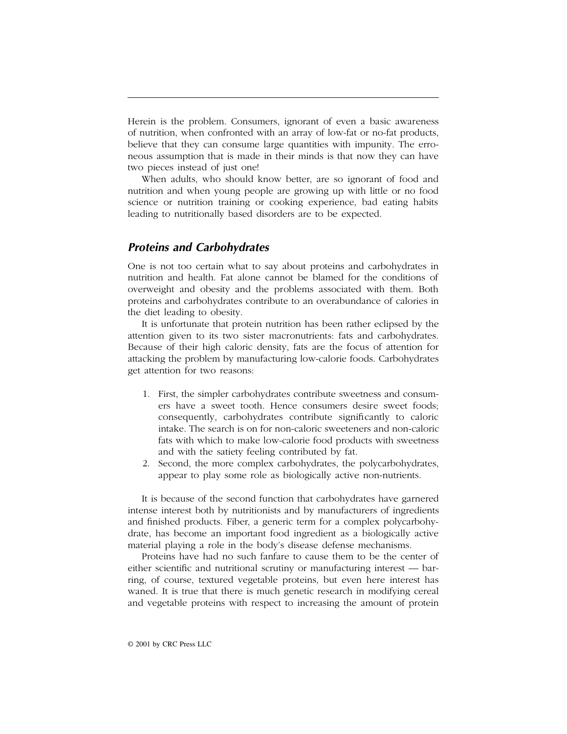Herein is the problem. Consumers, ignorant of even a basic awareness of nutrition, when confronted with an array of low-fat or no-fat products, believe that they can consume large quantities with impunity. The erroneous assumption that is made in their minds is that now they can have two pieces instead of just one!

When adults, who should know better, are so ignorant of food and nutrition and when young people are growing up with little or no food science or nutrition training or cooking experience, bad eating habits leading to nutritionally based disorders are to be expected.

## *Proteins and Carbohydrates*

One is not too certain what to say about proteins and carbohydrates in nutrition and health. Fat alone cannot be blamed for the conditions of overweight and obesity and the problems associated with them. Both proteins and carbohydrates contribute to an overabundance of calories in the diet leading to obesity.

It is unfortunate that protein nutrition has been rather eclipsed by the attention given to its two sister macronutrients: fats and carbohydrates. Because of their high caloric density, fats are the focus of attention for attacking the problem by manufacturing low-calorie foods. Carbohydrates get attention for two reasons:

1. First, the simpler carbohydrates contribute sweetness and consumers have a sweet tooth. Hence consumers desire sweet foods; consequently, carbohydrates contribute significantly to caloric intake. The search is on for non-caloric sweeteners and non-caloric fats with which to make low-calorie food products with sweetness and with the satiety feeling contributed by fat.
2. Second, the more complex carbohydrates, the polycarbohydrates, appear to play some role as biologically active non-nutrients.

It is because of the second function that carbohydrates have garnered intense interest both by nutritionists and by manufacturers of ingredients and finished products. Fiber, a generic term for a complex polycarbohydrate, has become an important food ingredient as a biologically active material playing a role in the body's disease defense mechanisms.

Proteins have had no such fanfare to cause them to be the center of either scientific and nutritional scrutiny or manufacturing interest — barring, of course, textured vegetable proteins, but even here interest has waned. It is true that there is much genetic research in modifying cereal and vegetable proteins with respect to increasing the amount of protein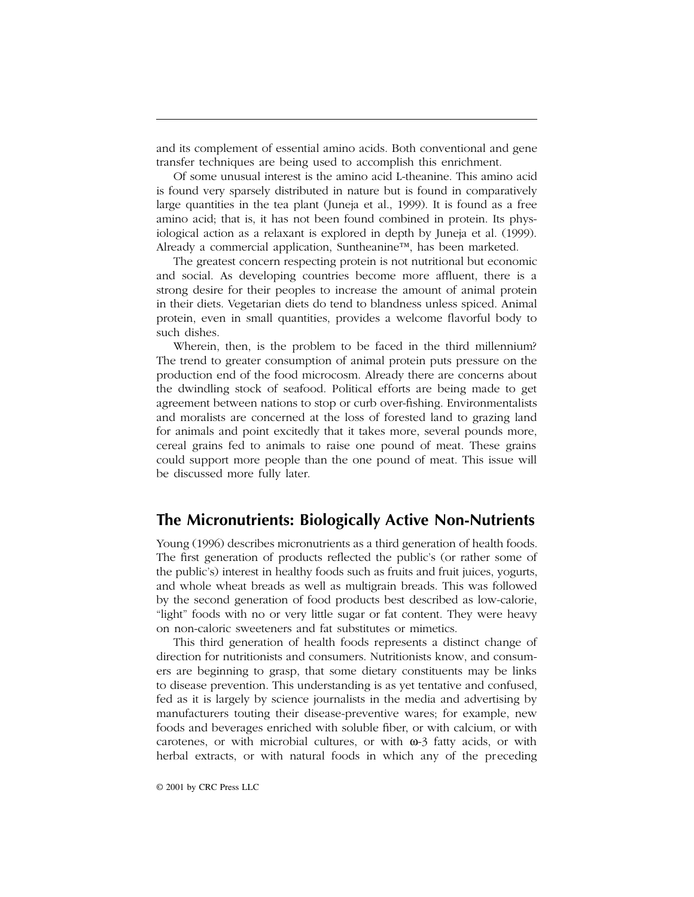and its complement of essential amino acids. Both conventional and gene transfer techniques are being used to accomplish this enrichment.

Of some unusual interest is the amino acid L-theanine. This amino acid is found very sparsely distributed in nature but is found in comparatively large quantities in the tea plant (Juneja et al., 1999). It is found as a free amino acid; that is, it has not been found combined in protein. Its physiological action as a relaxant is explored in depth by Juneja et al. (1999). Already a commercial application, Suntheanine™, has been marketed.

The greatest concern respecting protein is not nutritional but economic and social. As developing countries become more affluent, there is a strong desire for their peoples to increase the amount of animal protein in their diets. Vegetarian diets do tend to blandness unless spiced. Animal protein, even in small quantities, provides a welcome flavorful body to such dishes.

Wherein, then, is the problem to be faced in the third millennium? The trend to greater consumption of animal protein puts pressure on the production end of the food microcosm. Already there are concerns about the dwindling stock of seafood. Political efforts are being made to get agreement between nations to stop or curb over-fishing. Environmentalists and moralists are concerned at the loss of forested land to grazing land for animals and point excitedly that it takes more, several pounds more, cereal grains fed to animals to raise one pound of meat. These grains could support more people than the one pound of meat. This issue will be discussed more fully later.

## The Micronutrients: Biologically Active Non-Nutrients

Young (1996) describes micronutrients as a third generation of health foods. The first generation of products reflected the public's (or rather some of the public's) interest in healthy foods such as fruits and fruit juices, yogurts, and whole wheat breads as well as multigrain breads. This was followed by the second generation of food products best described as low-calorie, "light" foods with no or very little sugar or fat content. They were heavy on non-caloric sweeteners and fat substitutes or mimetics.

This third generation of health foods represents a distinct change of direction for nutritionists and consumers. Nutritionists know, and consumers are beginning to grasp, that some dietary constituents may be links to disease prevention. This understanding is as yet tentative and confused, fed as it is largely by science journalists in the media and advertising by manufacturers touting their disease-preventive wares; for example, new foods and beverages enriched with soluble fiber, or with calcium, or with carotenes, or with microbial cultures, or with ω-3 fatty acids, or with herbal extracts, or with natural foods in which any of the preceding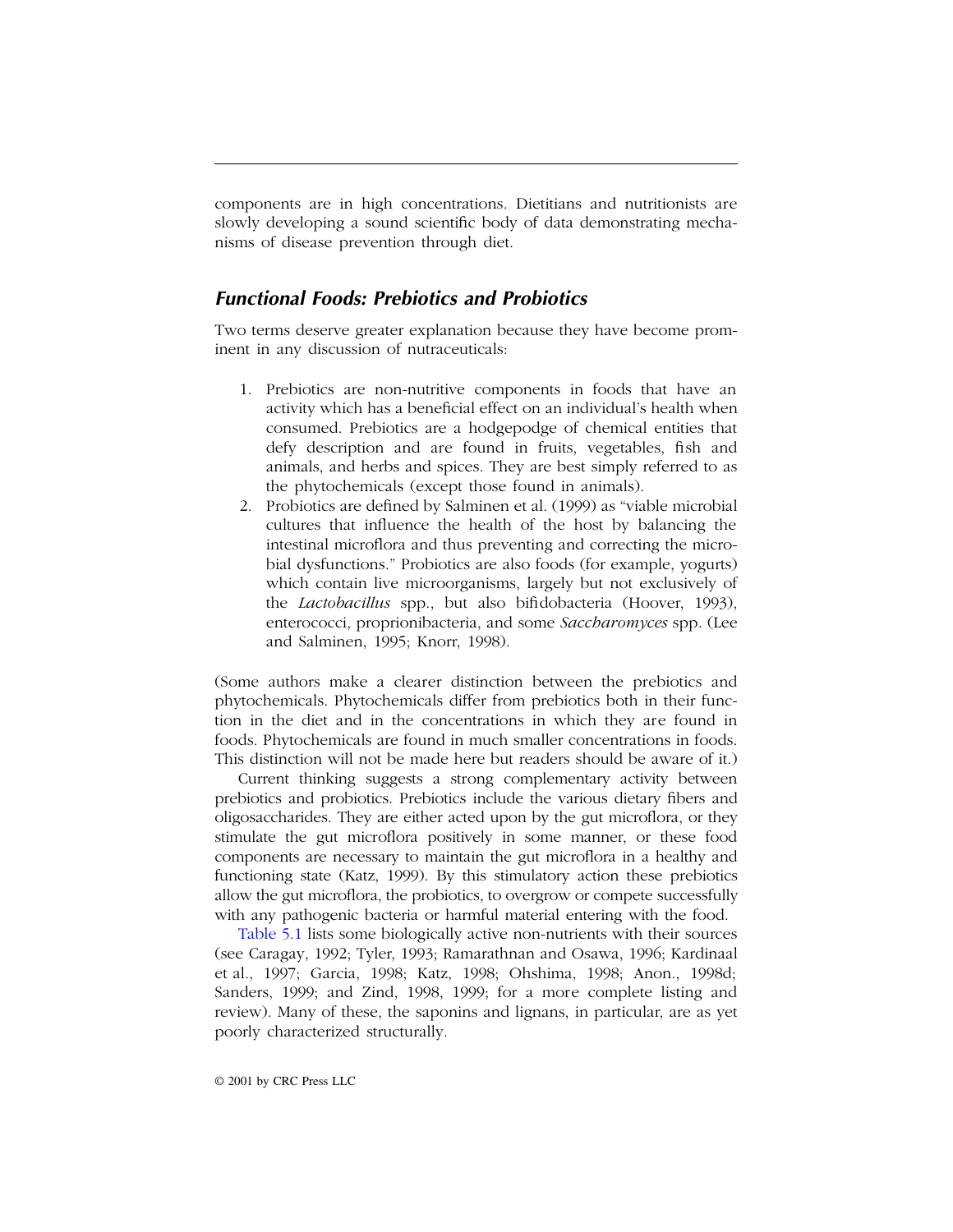components are in high concentrations. Dietitians and nutritionists are slowly developing a sound scientific body of data demonstrating mechanisms of disease prevention through diet.

## Functional Foods: Prebiotics and Probiotics

Two terms deserve greater explanation because they have become prominent in any discussion of nutraceuticals:

1. Prebiotics are non-nutritive components in foods that have an activity which has a beneficial effect on an individual's health when consumed. Prebiotics are a hodgepodge of chemical entities that defy description and are found in fruits, vegetables, fish and animals, and herbs and spices. They are best simply referred to as the phytochemicals (except those found in animals).
2. Probiotics are defined by Salminen et al. (1999) as "viable microbial cultures that influence the health of the host by balancing the intestinal microflora and thus preventing and correcting the microbial dysfunctions." Probiotics are also foods (for example, yogurts) which contain live microorganisms, largely but not exclusively of the *Lactobacillus* spp., but also bifidobacteria (Hoover, 1993), enterococci, proprionibacteria, and some *Saccharomyces* spp. (Lee and Salminen, 1995; Knorr, 1998).

(Some authors make a clearer distinction between the prebiotics and phytochemicals. Phytochemicals differ from prebiotics both in their function in the diet and in the concentrations in which they are found in foods. Phytochemicals are found in much smaller concentrations in foods. This distinction will not be made here but readers should be aware of it.)

Current thinking suggests a strong complementary activity between prebiotics and probiotics. Prebiotics include the various dietary fibers and oligosaccharides. They are either acted upon by the gut microflora, or they stimulate the gut microflora positively in some manner, or these food components are necessary to maintain the gut microflora in a healthy and functioning state (Katz, 1999). By this stimulatory action these prebiotics allow the gut microflora, the probiotics, to overgrow or compete successfully with any pathogenic bacteria or harmful material entering with the food.

Table 5.1 lists some biologically active non-nutrients with their sources (see Caragay, 1992; Tyler, 1993; Ramarathnan and Osawa, 1996; Kardinaal et al., 1997; Garcia, 1998; Katz, 1998; Ohshima, 1998; Anon., 1998d; Sanders, 1999; and Zind, 1998, 1999; for a more complete listing and review). Many of these, the saponins and lignans, in particular, are as yet poorly characterized structurally.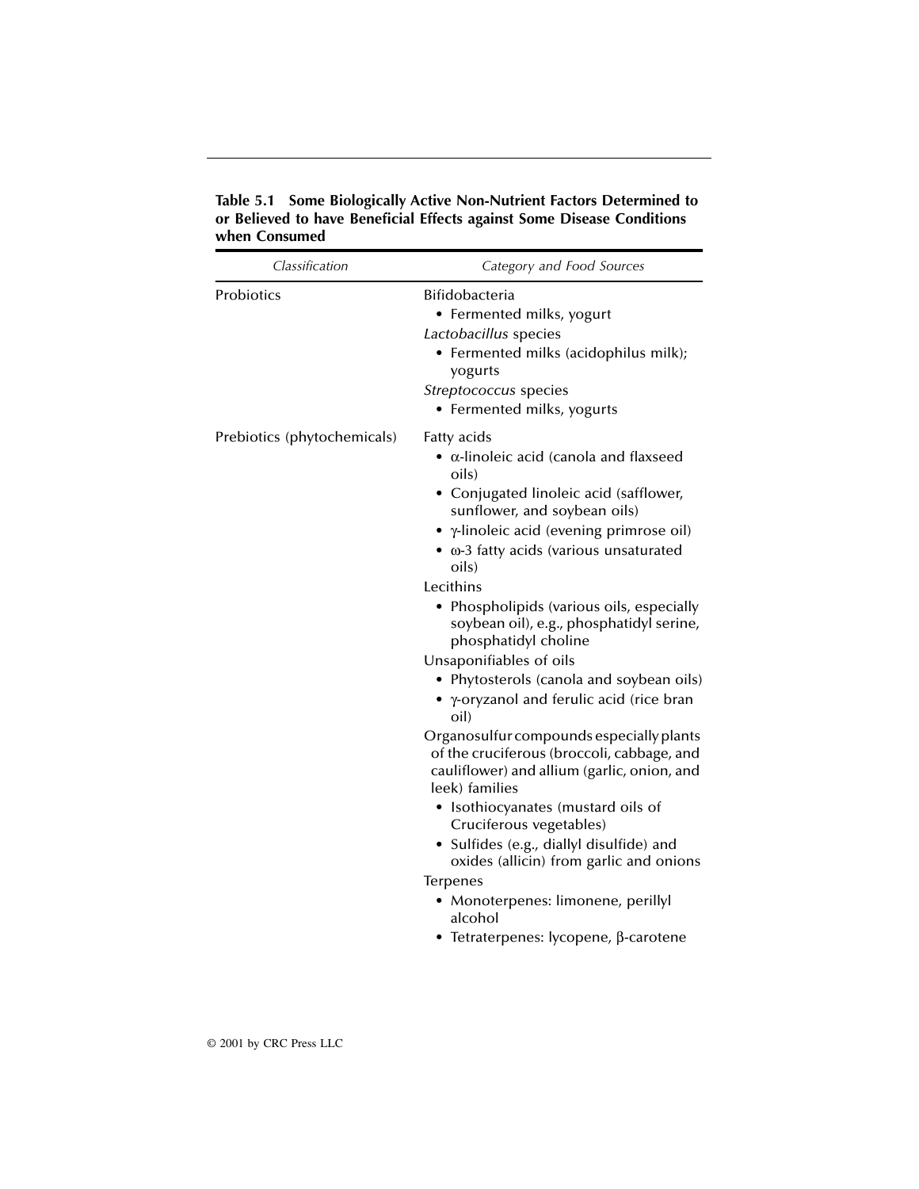**Table 5.1 Some Biologically Active Non-Nutrient Factors Determined to or Believed to have Beneficial Effects against Some Disease Conditions when Consumed**

| *Classification* | *Category and Food Sources* |
|---|---|
| Probiotics | Bifidobacteria<br>• Fermented milks, yogurt<br>*Lactobacillus* species<br>• Fermented milks (acidophilus milk); yogurts<br>*Streptococcus* species<br>• Fermented milks, yogurts |
| Prebiotics (phytochemicals) | Fatty acids<br>• α-linoleic acid (canola and flaxseed oils)<br>• Conjugated linoleic acid (safflower, sunflower, and soybean oils)<br>• γ-linoleic acid (evening primrose oil)<br>• ω-3 fatty acids (various unsaturated oils)<br>Lecithins<br>• Phospholipids (various oils, especially soybean oil), e.g., phosphatidyl serine, phosphatidyl choline<br>Unsaponifiables of oils<br>• Phytosterols (canola and soybean oils)<br>• γ-oryzanol and ferulic acid (rice bran oil)<br>Organosulfur compounds especially plants of the cruciferous (broccoli, cabbage, and cauliflower) and allium (garlic, onion, and leek) families<br>• Isothiocyanates (mustard oils of Cruciferous vegetables)<br>• Sulfides (e.g., diallyl disulfide) and oxides (allicin) from garlic and onions<br>Terpenes<br>• Monoterpenes: limonene, perillyl alcohol<br>• Tetraterpenes: lycopene, β-carotene |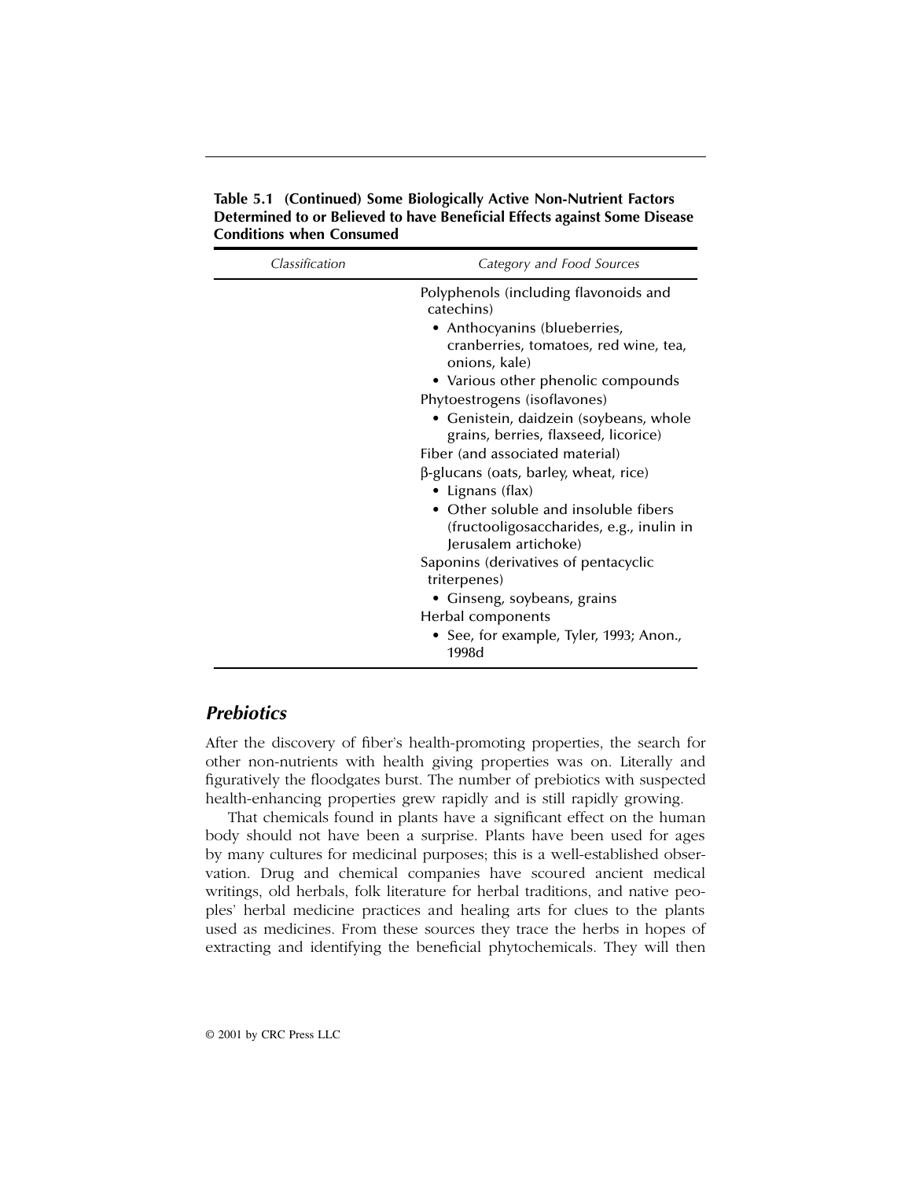**Table 5.1 (Continued) Some Biologically Active Non-Nutrient Factors Determined to or Believed to have Beneficial Effects against Some Disease Conditions when Consumed**

| Classification | Category and Food Sources |
|---|---|
| | Polyphenols (including flavonoids and catechins)<br>• Anthocyanins (blueberries, cranberries, tomatoes, red wine, tea, onions, kale)<br>• Various other phenolic compounds |
| | Phytoestrogens (isoflavones)<br>• Genistein, daidzein (soybeans, whole grains, berries, flaxseed, licorice) |
| | Fiber (and associated material) |
| | β-glucans (oats, barley, wheat, rice)<br>• Lignans (flax)<br>• Other soluble and insoluble fibers (fructooligosaccharides, e.g., inulin in Jerusalem artichoke) |
| | Saponins (derivatives of pentacyclic triterpenes)<br>• Ginseng, soybeans, grains |
| | Herbal components<br>• See, for example, Tyler, 1993; Anon., 1998d |

## *Prebiotics*

After the discovery of fiber's health-promoting properties, the search for other non-nutrients with health giving properties was on. Literally and figuratively the floodgates burst. The number of prebiotics with suspected health-enhancing properties grew rapidly and is still rapidly growing.

That chemicals found in plants have a significant effect on the human body should not have been a surprise. Plants have been used for ages by many cultures for medicinal purposes; this is a well-established observation. Drug and chemical companies have scoured ancient medical writings, old herbals, folk literature for herbal traditions, and native peoples' herbal medicine practices and healing arts for clues to the plants used as medicines. From these sources they trace the herbs in hopes of extracting and identifying the beneficial phytochemicals. They will then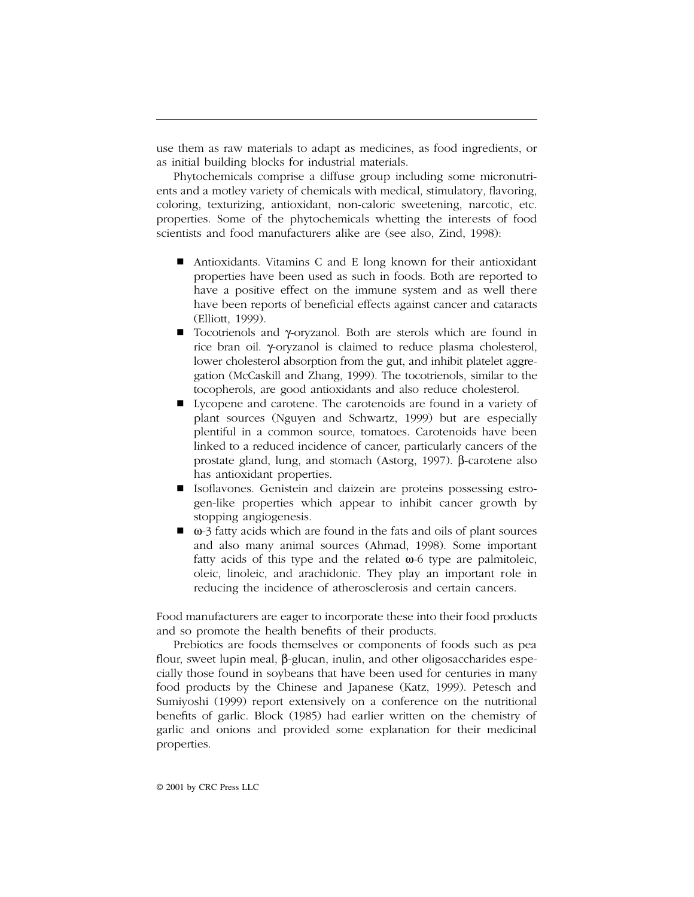use them as raw materials to adapt as medicines, as food ingredients, or as initial building blocks for industrial materials.

Phytochemicals comprise a diffuse group including some micronutrients and a motley variety of chemicals with medical, stimulatory, flavoring, coloring, texturizing, antioxidant, non-caloric sweetening, narcotic, etc. properties. Some of the phytochemicals whetting the interests of food scientists and food manufacturers alike are (see also, Zind, 1998):

- Antioxidants. Vitamins C and E long known for their antioxidant properties have been used as such in foods. Both are reported to have a positive effect on the immune system and as well there have been reports of beneficial effects against cancer and cataracts (Elliott, 1999).
- Tocotrienols and γ-oryzanol. Both are sterols which are found in rice bran oil. γ-oryzanol is claimed to reduce plasma cholesterol, lower cholesterol absorption from the gut, and inhibit platelet aggregation (McCaskill and Zhang, 1999). The tocotrienols, similar to the tocopherols, are good antioxidants and also reduce cholesterol.
- Lycopene and carotene. The carotenoids are found in a variety of plant sources (Nguyen and Schwartz, 1999) but are especially plentiful in a common source, tomatoes. Carotenoids have been linked to a reduced incidence of cancer, particularly cancers of the prostate gland, lung, and stomach (Astorg, 1997). β-carotene also has antioxidant properties.
- Isoflavones. Genistein and daizein are proteins possessing estrogen-like properties which appear to inhibit cancer growth by stopping angiogenesis.
- ω-3 fatty acids which are found in the fats and oils of plant sources and also many animal sources (Ahmad, 1998). Some important fatty acids of this type and the related ω-6 type are palmitoleic, oleic, linoleic, and arachidonic. They play an important role in reducing the incidence of atherosclerosis and certain cancers.

Food manufacturers are eager to incorporate these into their food products and so promote the health benefits of their products.

Prebiotics are foods themselves or components of foods such as pea flour, sweet lupin meal, β-glucan, inulin, and other oligosaccharides especially those found in soybeans that have been used for centuries in many food products by the Chinese and Japanese (Katz, 1999). Petesch and Sumiyoshi (1999) report extensively on a conference on the nutritional benefits of garlic. Block (1985) had earlier written on the chemistry of garlic and onions and provided some explanation for their medicinal properties.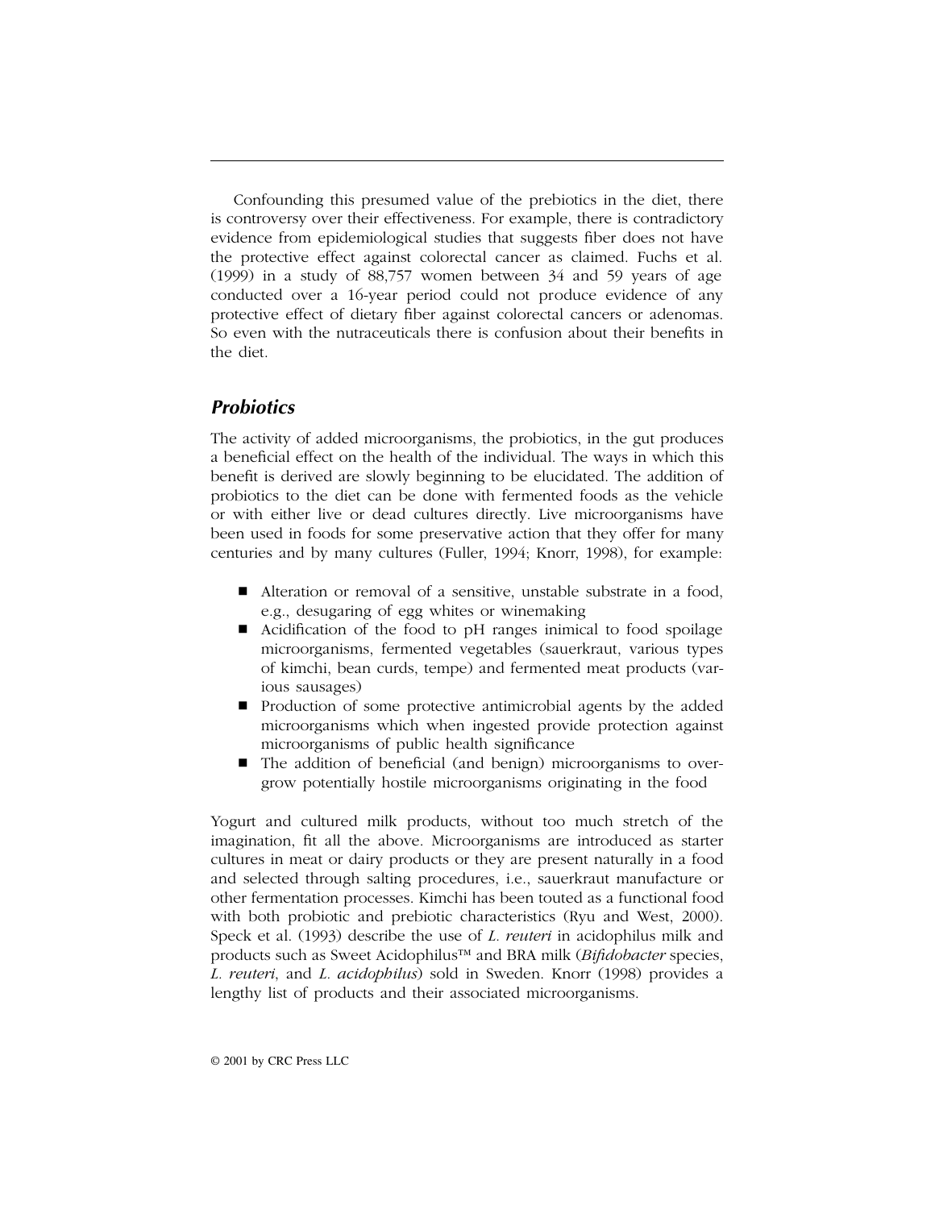Confounding this presumed value of the prebiotics in the diet, there is controversy over their effectiveness. For example, there is contradictory evidence from epidemiological studies that suggests fiber does not have the protective effect against colorectal cancer as claimed. Fuchs et al. (1999) in a study of 88,757 women between 34 and 59 years of age conducted over a 16-year period could not produce evidence of any protective effect of dietary fiber against colorectal cancers or adenomas. So even with the nutraceuticals there is confusion about their benefits in the diet.

## *Probiotics*

The activity of added microorganisms, the probiotics, in the gut produces a beneficial effect on the health of the individual. The ways in which this benefit is derived are slowly beginning to be elucidated. The addition of probiotics to the diet can be done with fermented foods as the vehicle or with either live or dead cultures directly. Live microorganisms have been used in foods for some preservative action that they offer for many centuries and by many cultures (Fuller, 1994; Knorr, 1998), for example:

- Alteration or removal of a sensitive, unstable substrate in a food, e.g., desugaring of egg whites or winemaking
- Acidification of the food to pH ranges inimical to food spoilage microorganisms, fermented vegetables (sauerkraut, various types of kimchi, bean curds, tempe) and fermented meat products (various sausages)
- Production of some protective antimicrobial agents by the added microorganisms which when ingested provide protection against microorganisms of public health significance
- The addition of beneficial (and benign) microorganisms to overgrow potentially hostile microorganisms originating in the food

Yogurt and cultured milk products, without too much stretch of the imagination, fit all the above. Microorganisms are introduced as starter cultures in meat or dairy products or they are present naturally in a food and selected through salting procedures, i.e., sauerkraut manufacture or other fermentation processes. Kimchi has been touted as a functional food with both probiotic and prebiotic characteristics (Ryu and West, 2000). Speck et al. (1993) describe the use of *L. reuteri* in acidophilus milk and products such as Sweet Acidophilus™ and BRA milk (*Bifidobacter* species, *L. reuteri*, and *L. acidophilus*) sold in Sweden. Knorr (1998) provides a lengthy list of products and their associated microorganisms.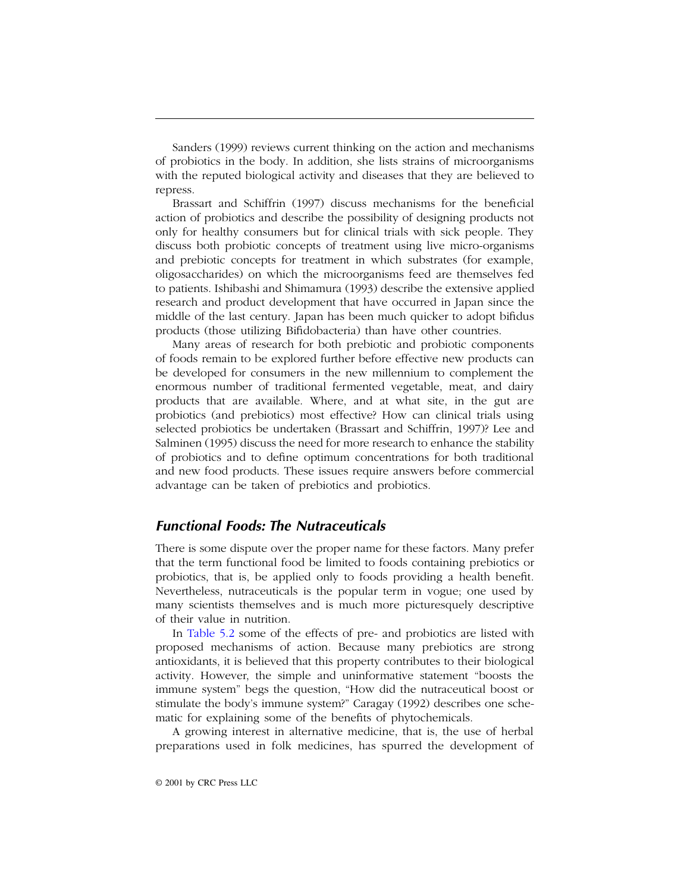Sanders (1999) reviews current thinking on the action and mechanisms of probiotics in the body. In addition, she lists strains of microorganisms with the reputed biological activity and diseases that they are believed to repress.

Brassart and Schiffrin (1997) discuss mechanisms for the beneficial action of probiotics and describe the possibility of designing products not only for healthy consumers but for clinical trials with sick people. They discuss both probiotic concepts of treatment using live micro-organisms and prebiotic concepts for treatment in which substrates (for example, oligosaccharides) on which the microorganisms feed are themselves fed to patients. Ishibashi and Shimamura (1993) describe the extensive applied research and product development that have occurred in Japan since the middle of the last century. Japan has been much quicker to adopt bifidus products (those utilizing Bifidobacteria) than have other countries.

Many areas of research for both prebiotic and probiotic components of foods remain to be explored further before effective new products can be developed for consumers in the new millennium to complement the enormous number of traditional fermented vegetable, meat, and dairy products that are available. Where, and at what site, in the gut are probiotics (and prebiotics) most effective? How can clinical trials using selected probiotics be undertaken (Brassart and Schiffrin, 1997)? Lee and Salminen (1995) discuss the need for more research to enhance the stability of probiotics and to define optimum concentrations for both traditional and new food products. These issues require answers before commercial advantage can be taken of prebiotics and probiotics.

## *Functional Foods: The Nutraceuticals*

There is some dispute over the proper name for these factors. Many prefer that the term functional food be limited to foods containing prebiotics or probiotics, that is, be applied only to foods providing a health benefit. Nevertheless, nutraceuticals is the popular term in vogue; one used by many scientists themselves and is much more picturesquely descriptive of their value in nutrition.

In Table 5.2 some of the effects of pre- and probiotics are listed with proposed mechanisms of action. Because many prebiotics are strong antioxidants, it is believed that this property contributes to their biological activity. However, the simple and uninformative statement "boosts the immune system" begs the question, "How did the nutraceutical boost or stimulate the body's immune system?" Caragay (1992) describes one schematic for explaining some of the benefits of phytochemicals.

A growing interest in alternative medicine, that is, the use of herbal preparations used in folk medicines, has spurred the development of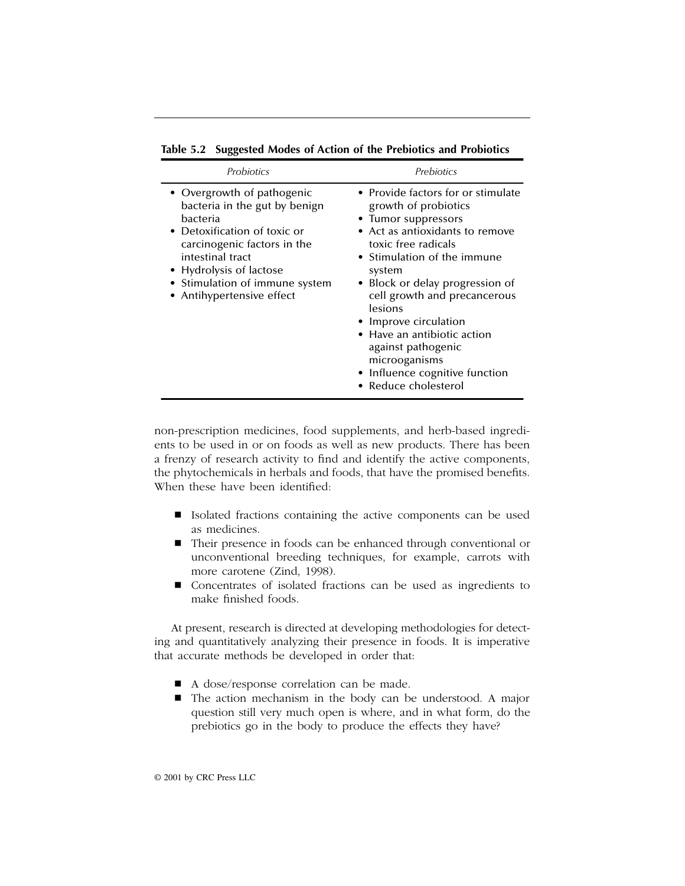**Table 5.2 Suggested Modes of Action of the Prebiotics and Probiotics**

| *Probiotics* | *Prebiotics* |
|---|---|
| • Overgrowth of pathogenic bacteria in the gut by benign bacteria<br>• Detoxification of toxic or carcinogenic factors in the intestinal tract<br>• Hydrolysis of lactose<br>• Stimulation of immune system<br>• Antihypertensive effect | • Provide factors for or stimulate growth of probiotics<br>• Tumor suppressors<br>• Act as antioxidants to remove toxic free radicals<br>• Stimulation of the immune system<br>• Block or delay progression of cell growth and precancerous lesions<br>• Improve circulation<br>• Have an antibiotic action against pathogenic microoganisms<br>• Influence cognitive function<br>• Reduce cholesterol |

non-prescription medicines, food supplements, and herb-based ingredients to be used in or on foods as well as new products. There has been a frenzy of research activity to find and identify the active components, the phytochemicals in herbals and foods, that have the promised benefits. When these have been identified:

- Isolated fractions containing the active components can be used as medicines.
- Their presence in foods can be enhanced through conventional or unconventional breeding techniques, for example, carrots with more carotene (Zind, 1998).
- Concentrates of isolated fractions can be used as ingredients to make finished foods.

At present, research is directed at developing methodologies for detecting and quantitatively analyzing their presence in foods. It is imperative that accurate methods be developed in order that:

- A dose/response correlation can be made.
- The action mechanism in the body can be understood. A major question still very much open is where, and in what form, do the prebiotics go in the body to produce the effects they have?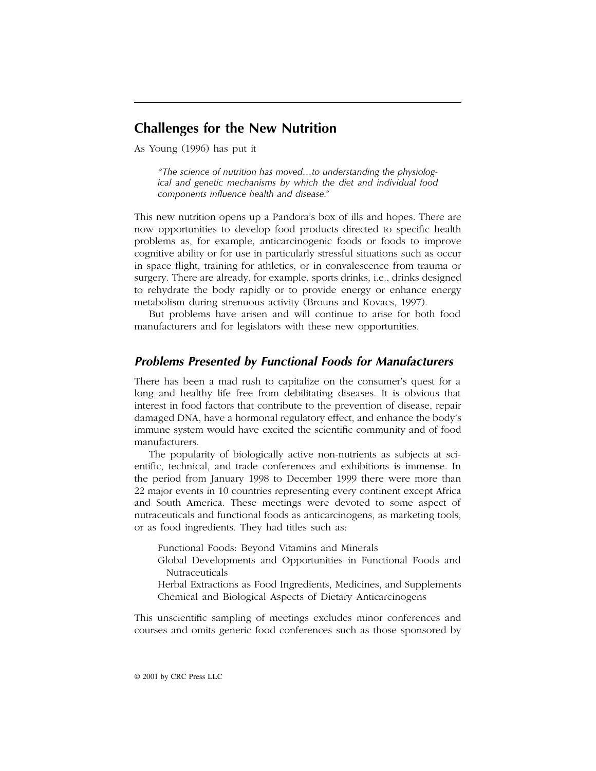## Challenges for the New Nutrition

As Young (1996) has put it

> *"The science of nutrition has moved…to understanding the physiological and genetic mechanisms by which the diet and individual food components influence health and disease."*

This new nutrition opens up a Pandora's box of ills and hopes. There are now opportunities to develop food products directed to specific health problems as, for example, anticarcinogenic foods or foods to improve cognitive ability or for use in particularly stressful situations such as occur in space flight, training for athletics, or in convalescence from trauma or surgery. There are already, for example, sports drinks, i.e., drinks designed to rehydrate the body rapidly or to provide energy or enhance energy metabolism during strenuous activity (Brouns and Kovacs, 1997).

But problems have arisen and will continue to arise for both food manufacturers and for legislators with these new opportunities.

### *Problems Presented by Functional Foods for Manufacturers*

There has been a mad rush to capitalize on the consumer's quest for a long and healthy life free from debilitating diseases. It is obvious that interest in food factors that contribute to the prevention of disease, repair damaged DNA, have a hormonal regulatory effect, and enhance the body's immune system would have excited the scientific community and of food manufacturers.

The popularity of biologically active non-nutrients as subjects at scientific, technical, and trade conferences and exhibitions is immense. In the period from January 1998 to December 1999 there were more than 22 major events in 10 countries representing every continent except Africa and South America. These meetings were devoted to some aspect of nutraceuticals and functional foods as anticarcinogens, as marketing tools, or as food ingredients. They had titles such as:

- Functional Foods: Beyond Vitamins and Minerals
- Global Developments and Opportunities in Functional Foods and Nutraceuticals
- Herbal Extractions as Food Ingredients, Medicines, and Supplements
- Chemical and Biological Aspects of Dietary Anticarcinogens

This unscientific sampling of meetings excludes minor conferences and courses and omits generic food conferences such as those sponsored by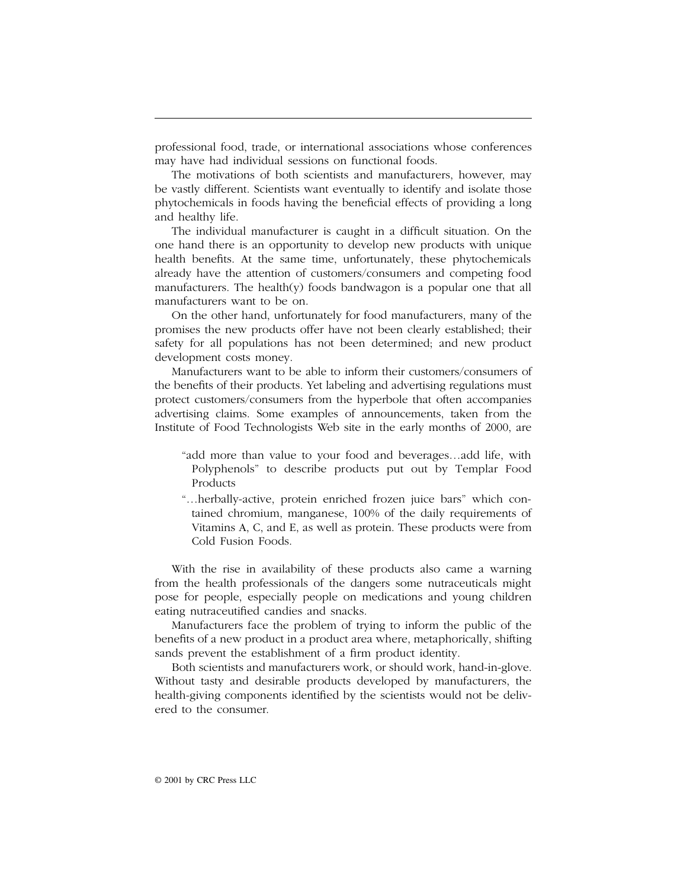professional food, trade, or international associations whose conferences may have had individual sessions on functional foods.

The motivations of both scientists and manufacturers, however, may be vastly different. Scientists want eventually to identify and isolate those phytochemicals in foods having the beneficial effects of providing a long and healthy life.

The individual manufacturer is caught in a difficult situation. On the one hand there is an opportunity to develop new products with unique health benefits. At the same time, unfortunately, these phytochemicals already have the attention of customers/consumers and competing food manufacturers. The health(y) foods bandwagon is a popular one that all manufacturers want to be on.

On the other hand, unfortunately for food manufacturers, many of the promises the new products offer have not been clearly established; their safety for all populations has not been determined; and new product development costs money.

Manufacturers want to be able to inform their customers/consumers of the benefits of their products. Yet labeling and advertising regulations must protect customers/consumers from the hyperbole that often accompanies advertising claims. Some examples of announcements, taken from the Institute of Food Technologists Web site in the early months of 2000, are

> "add more than value to your food and beverages…add life, with Polyphenols" to describe products put out by Templar Food Products
>
> "…herbally-active, protein enriched frozen juice bars" which contained chromium, manganese, 100% of the daily requirements of Vitamins A, C, and E, as well as protein. These products were from Cold Fusion Foods.

With the rise in availability of these products also came a warning from the health professionals of the dangers some nutraceuticals might pose for people, especially people on medications and young children eating nutraceutified candies and snacks.

Manufacturers face the problem of trying to inform the public of the benefits of a new product in a product area where, metaphorically, shifting sands prevent the establishment of a firm product identity.

Both scientists and manufacturers work, or should work, hand-in-glove. Without tasty and desirable products developed by manufacturers, the health-giving components identified by the scientists would not be delivered to the consumer.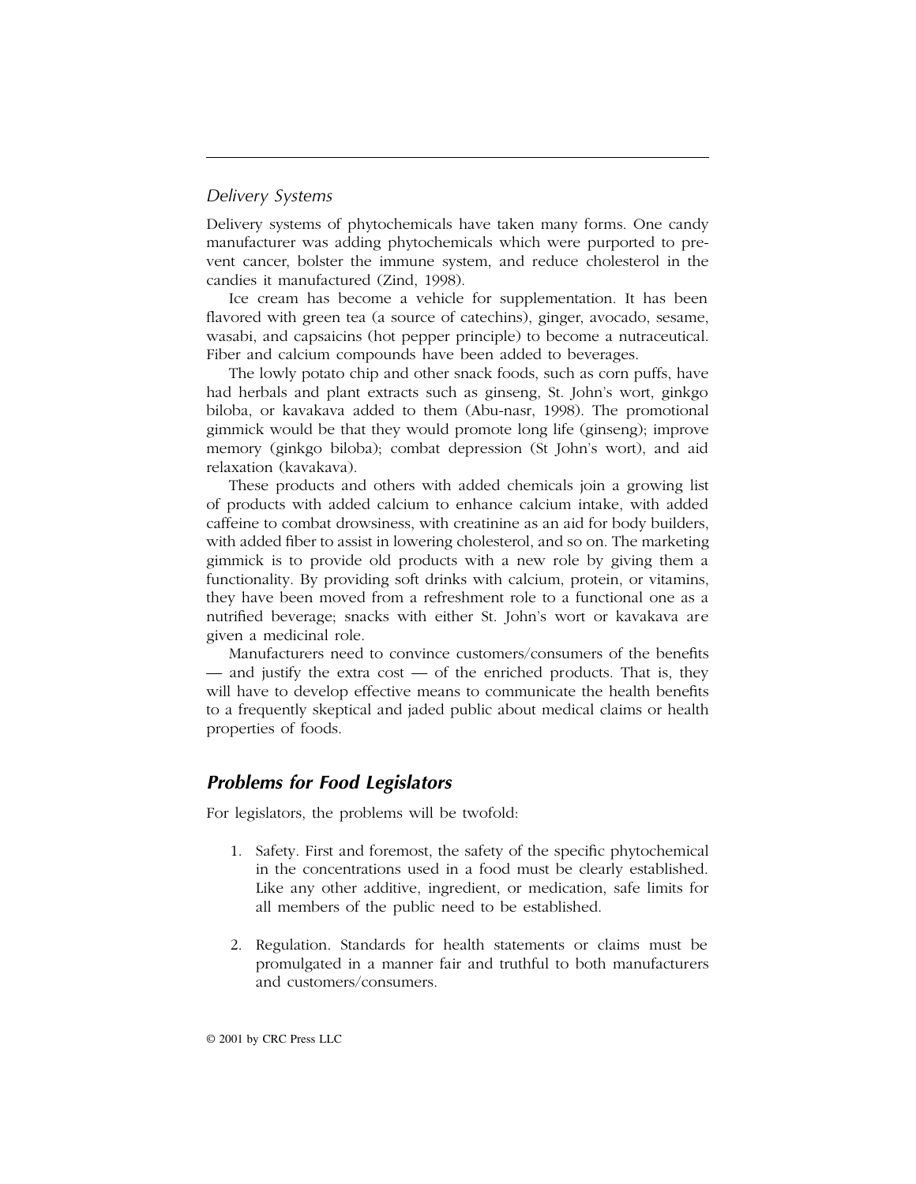### *Delivery Systems*

Delivery systems of phytochemicals have taken many forms. One candy manufacturer was adding phytochemicals which were purported to prevent cancer, bolster the immune system, and reduce cholesterol in the candies it manufactured (Zind, 1998).

Ice cream has become a vehicle for supplementation. It has been flavored with green tea (a source of catechins), ginger, avocado, sesame, wasabi, and capsaicins (hot pepper principle) to become a nutraceutical. Fiber and calcium compounds have been added to beverages.

The lowly potato chip and other snack foods, such as corn puffs, have had herbals and plant extracts such as ginseng, St. John's wort, ginkgo biloba, or kavakava added to them (Abu-nasr, 1998). The promotional gimmick would be that they would promote long life (ginseng); improve memory (ginkgo biloba); combat depression (St John's wort), and aid relaxation (kavakava).

These products and others with added chemicals join a growing list of products with added calcium to enhance calcium intake, with added caffeine to combat drowsiness, with creatinine as an aid for body builders, with added fiber to assist in lowering cholesterol, and so on. The marketing gimmick is to provide old products with a new role by giving them a functionality. By providing soft drinks with calcium, protein, or vitamins, they have been moved from a refreshment role to a functional one as a nutrified beverage; snacks with either St. John's wort or kavakava are given a medicinal role.

Manufacturers need to convince customers/consumers of the benefits — and justify the extra cost — of the enriched products. That is, they will have to develop effective means to communicate the health benefits to a frequently skeptical and jaded public about medical claims or health properties of foods.

## *Problems for Food Legislators*

For legislators, the problems will be twofold:

1. Safety. First and foremost, the safety of the specific phytochemical in the concentrations used in a food must be clearly established. Like any other additive, ingredient, or medication, safe limits for all members of the public need to be established.

2. Regulation. Standards for health statements or claims must be promulgated in a manner fair and truthful to both manufacturers and customers/consumers.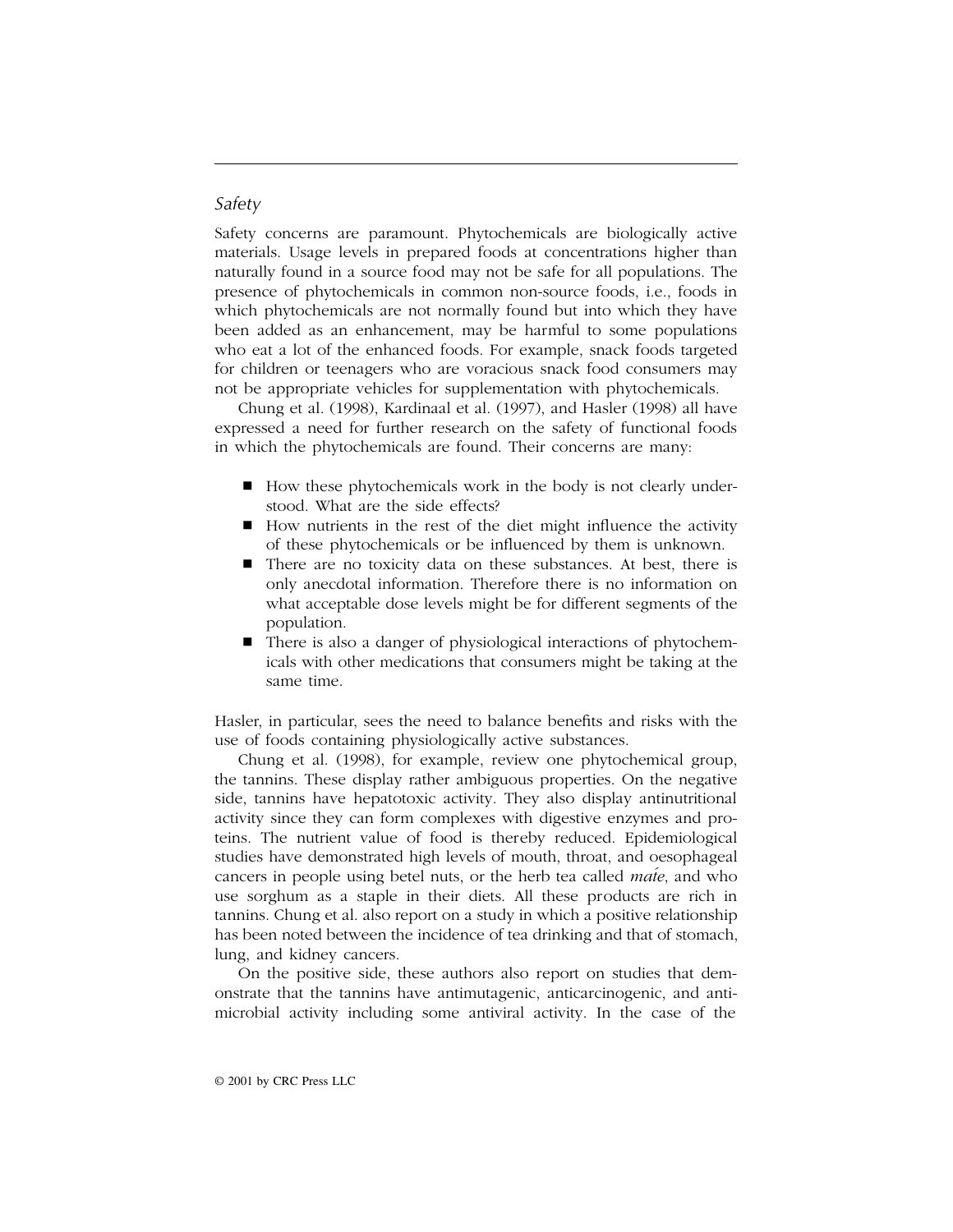## Safety

Safety concerns are paramount. Phytochemicals are biologically active materials. Usage levels in prepared foods at concentrations higher than naturally found in a source food may not be safe for all populations. The presence of phytochemicals in common non-source foods, i.e., foods in which phytochemicals are not normally found but into which they have been added as an enhancement, may be harmful to some populations who eat a lot of the enhanced foods. For example, snack foods targeted for children or teenagers who are voracious snack food consumers may not be appropriate vehicles for supplementation with phytochemicals.

Chung et al. (1998), Kardinaal et al. (1997), and Hasler (1998) all have expressed a need for further research on the safety of functional foods in which the phytochemicals are found. Their concerns are many:

- How these phytochemicals work in the body is not clearly understood. What are the side effects?
- How nutrients in the rest of the diet might influence the activity of these phytochemicals or be influenced by them is unknown.
- There are no toxicity data on these substances. At best, there is only anecdotal information. Therefore there is no information on what acceptable dose levels might be for different segments of the population.
- There is also a danger of physiological interactions of phytochemicals with other medications that consumers might be taking at the same time.

Hasler, in particular, sees the need to balance benefits and risks with the use of foods containing physiologically active substances.

Chung et al. (1998), for example, review one phytochemical group, the tannins. These display rather ambiguous properties. On the negative side, tannins have hepatotoxic activity. They also display antinutritional activity since they can form complexes with digestive enzymes and proteins. The nutrient value of food is thereby reduced. Epidemiological studies have demonstrated high levels of mouth, throat, and oesophageal cancers in people using betel nuts, or the herb tea called *maté*, and who use sorghum as a staple in their diets. All these products are rich in tannins. Chung et al. also report on a study in which a positive relationship has been noted between the incidence of tea drinking and that of stomach, lung, and kidney cancers.

On the positive side, these authors also report on studies that demonstrate that the tannins have antimutagenic, anticarcinogenic, and antimicrobial activity including some antiviral activity. In the case of the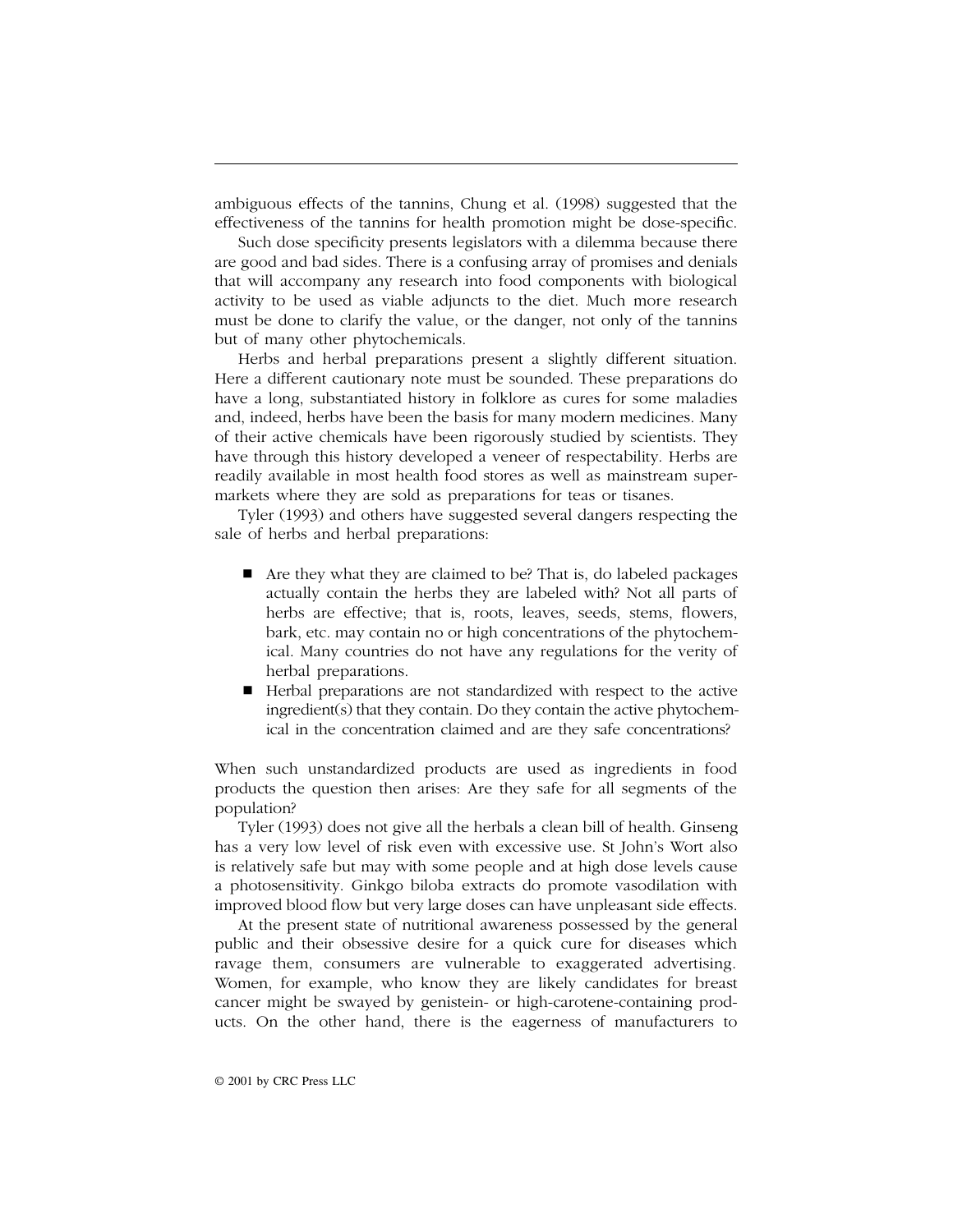ambiguous effects of the tannins, Chung et al. (1998) suggested that the effectiveness of the tannins for health promotion might be dose-specific.

Such dose specificity presents legislators with a dilemma because there are good and bad sides. There is a confusing array of promises and denials that will accompany any research into food components with biological activity to be used as viable adjuncts to the diet. Much more research must be done to clarify the value, or the danger, not only of the tannins but of many other phytochemicals.

Herbs and herbal preparations present a slightly different situation. Here a different cautionary note must be sounded. These preparations do have a long, substantiated history in folklore as cures for some maladies and, indeed, herbs have been the basis for many modern medicines. Many of their active chemicals have been rigorously studied by scientists. They have through this history developed a veneer of respectability. Herbs are readily available in most health food stores as well as mainstream supermarkets where they are sold as preparations for teas or tisanes.

Tyler (1993) and others have suggested several dangers respecting the sale of herbs and herbal preparations:

- Are they what they are claimed to be? That is, do labeled packages actually contain the herbs they are labeled with? Not all parts of herbs are effective; that is, roots, leaves, seeds, stems, flowers, bark, etc. may contain no or high concentrations of the phytochemical. Many countries do not have any regulations for the verity of herbal preparations.
- Herbal preparations are not standardized with respect to the active ingredient(s) that they contain. Do they contain the active phytochemical in the concentration claimed and are they safe concentrations?

When such unstandardized products are used as ingredients in food products the question then arises: Are they safe for all segments of the population?

Tyler (1993) does not give all the herbals a clean bill of health. Ginseng has a very low level of risk even with excessive use. St John's Wort also is relatively safe but may with some people and at high dose levels cause a photosensitivity. Ginkgo biloba extracts do promote vasodilation with improved blood flow but very large doses can have unpleasant side effects.

At the present state of nutritional awareness possessed by the general public and their obsessive desire for a quick cure for diseases which ravage them, consumers are vulnerable to exaggerated advertising. Women, for example, who know they are likely candidates for breast cancer might be swayed by genistein- or high-carotene-containing products. On the other hand, there is the eagerness of manufacturers to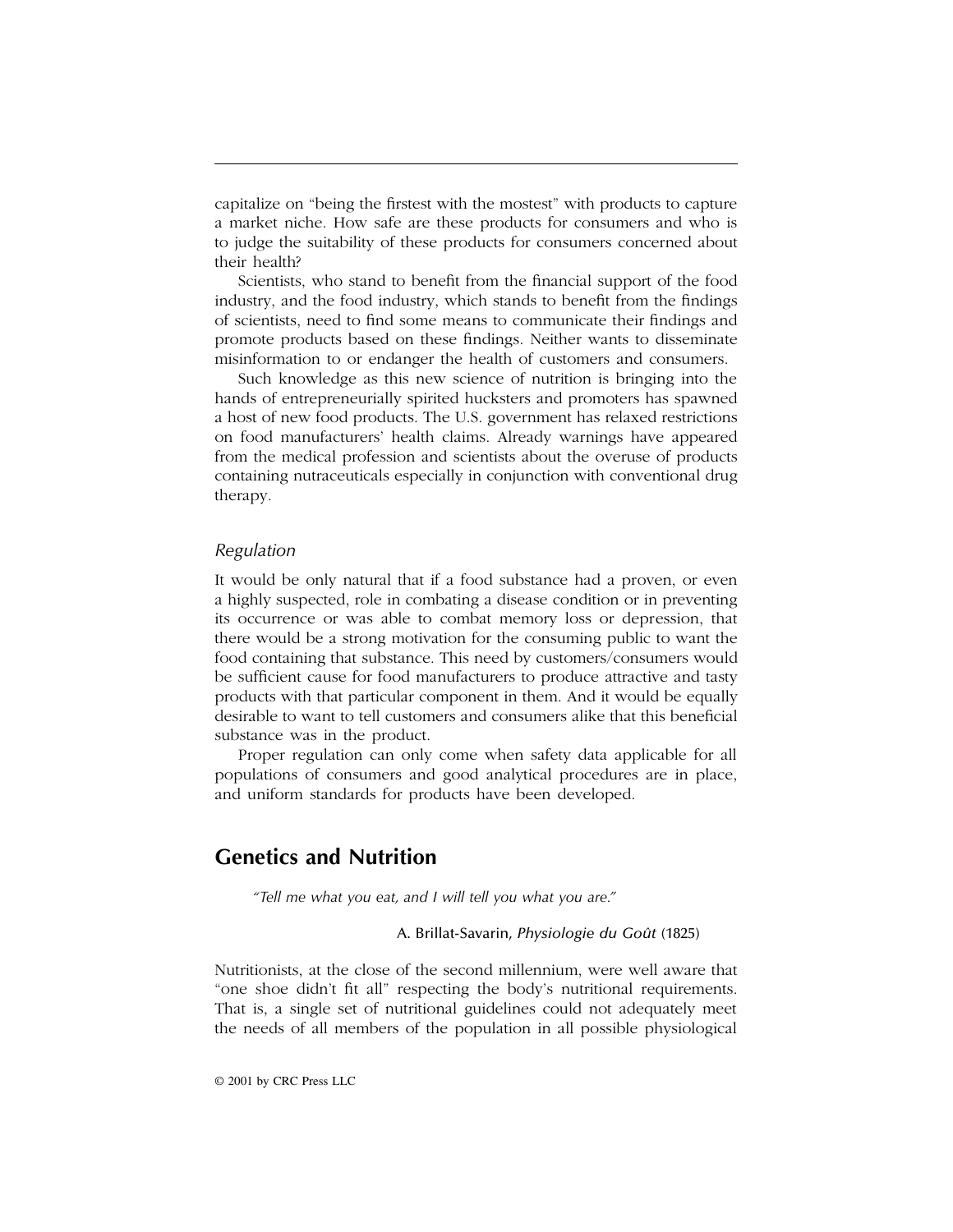capitalize on "being the firstest with the mostest" with products to capture a market niche. How safe are these products for consumers and who is to judge the suitability of these products for consumers concerned about their health?

Scientists, who stand to benefit from the financial support of the food industry, and the food industry, which stands to benefit from the findings of scientists, need to find some means to communicate their findings and promote products based on these findings. Neither wants to disseminate misinformation to or endanger the health of customers and consumers.

Such knowledge as this new science of nutrition is bringing into the hands of entrepreneurially spirited hucksters and promoters has spawned a host of new food products. The U.S. government has relaxed restrictions on food manufacturers' health claims. Already warnings have appeared from the medical profession and scientists about the overuse of products containing nutraceuticals especially in conjunction with conventional drug therapy.

### *Regulation*

It would be only natural that if a food substance had a proven, or even a highly suspected, role in combating a disease condition or in preventing its occurrence or was able to combat memory loss or depression, that there would be a strong motivation for the consuming public to want the food containing that substance. This need by customers/consumers would be sufficient cause for food manufacturers to produce attractive and tasty products with that particular component in them. And it would be equally desirable to want to tell customers and consumers alike that this beneficial substance was in the product.

Proper regulation can only come when safety data applicable for all populations of consumers and good analytical procedures are in place, and uniform standards for products have been developed.

## Genetics and Nutrition

*"Tell me what you eat, and I will tell you what you are."*

A. Brillat-Savarin, *Physiologie du Goût* (1825)

Nutritionists, at the close of the second millennium, were well aware that "one shoe didn't fit all" respecting the body's nutritional requirements. That is, a single set of nutritional guidelines could not adequately meet the needs of all members of the population in all possible physiological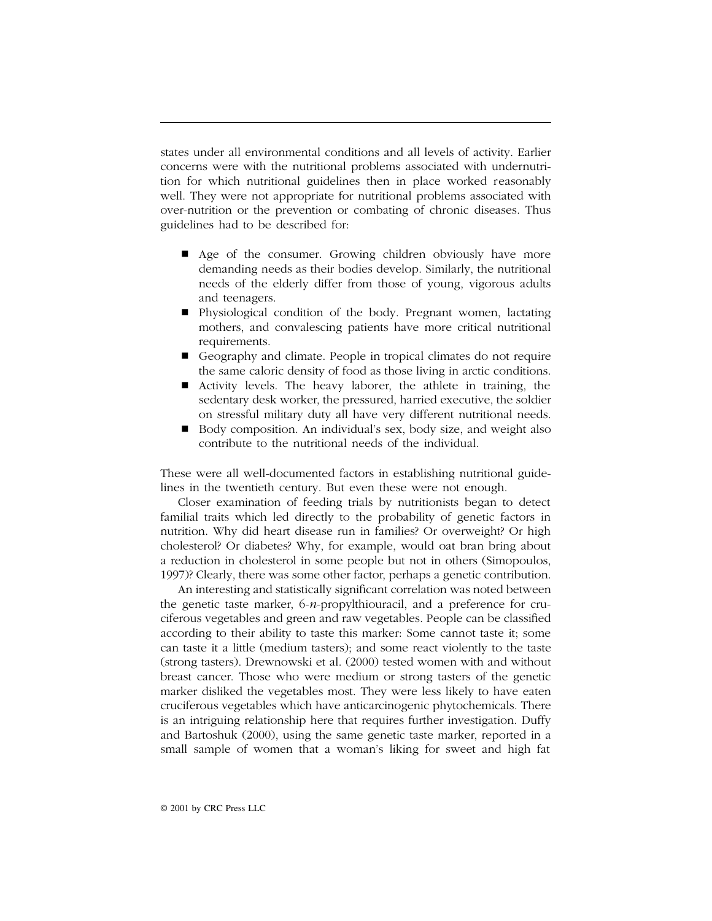states under all environmental conditions and all levels of activity. Earlier concerns were with the nutritional problems associated with undernutrition for which nutritional guidelines then in place worked reasonably well. They were not appropriate for nutritional problems associated with over-nutrition or the prevention or combating of chronic diseases. Thus guidelines had to be described for:

- Age of the consumer. Growing children obviously have more demanding needs as their bodies develop. Similarly, the nutritional needs of the elderly differ from those of young, vigorous adults and teenagers.
- Physiological condition of the body. Pregnant women, lactating mothers, and convalescing patients have more critical nutritional requirements.
- Geography and climate. People in tropical climates do not require the same caloric density of food as those living in arctic conditions.
- Activity levels. The heavy laborer, the athlete in training, the sedentary desk worker, the pressured, harried executive, the soldier on stressful military duty all have very different nutritional needs.
- Body composition. An individual's sex, body size, and weight also contribute to the nutritional needs of the individual.

These were all well-documented factors in establishing nutritional guidelines in the twentieth century. But even these were not enough.

Closer examination of feeding trials by nutritionists began to detect familial traits which led directly to the probability of genetic factors in nutrition. Why did heart disease run in families? Or overweight? Or high cholesterol? Or diabetes? Why, for example, would oat bran bring about a reduction in cholesterol in some people but not in others (Simopoulos, 1997)? Clearly, there was some other factor, perhaps a genetic contribution.

An interesting and statistically significant correlation was noted between the genetic taste marker, 6-*n*-propylthiouracil, and a preference for cruciferous vegetables and green and raw vegetables. People can be classified according to their ability to taste this marker: Some cannot taste it; some can taste it a little (medium tasters); and some react violently to the taste (strong tasters). Drewnowski et al. (2000) tested women with and without breast cancer. Those who were medium or strong tasters of the genetic marker disliked the vegetables most. They were less likely to have eaten cruciferous vegetables which have anticarcinogenic phytochemicals. There is an intriguing relationship here that requires further investigation. Duffy and Bartoshuk (2000), using the same genetic taste marker, reported in a small sample of women that a woman's liking for sweet and high fat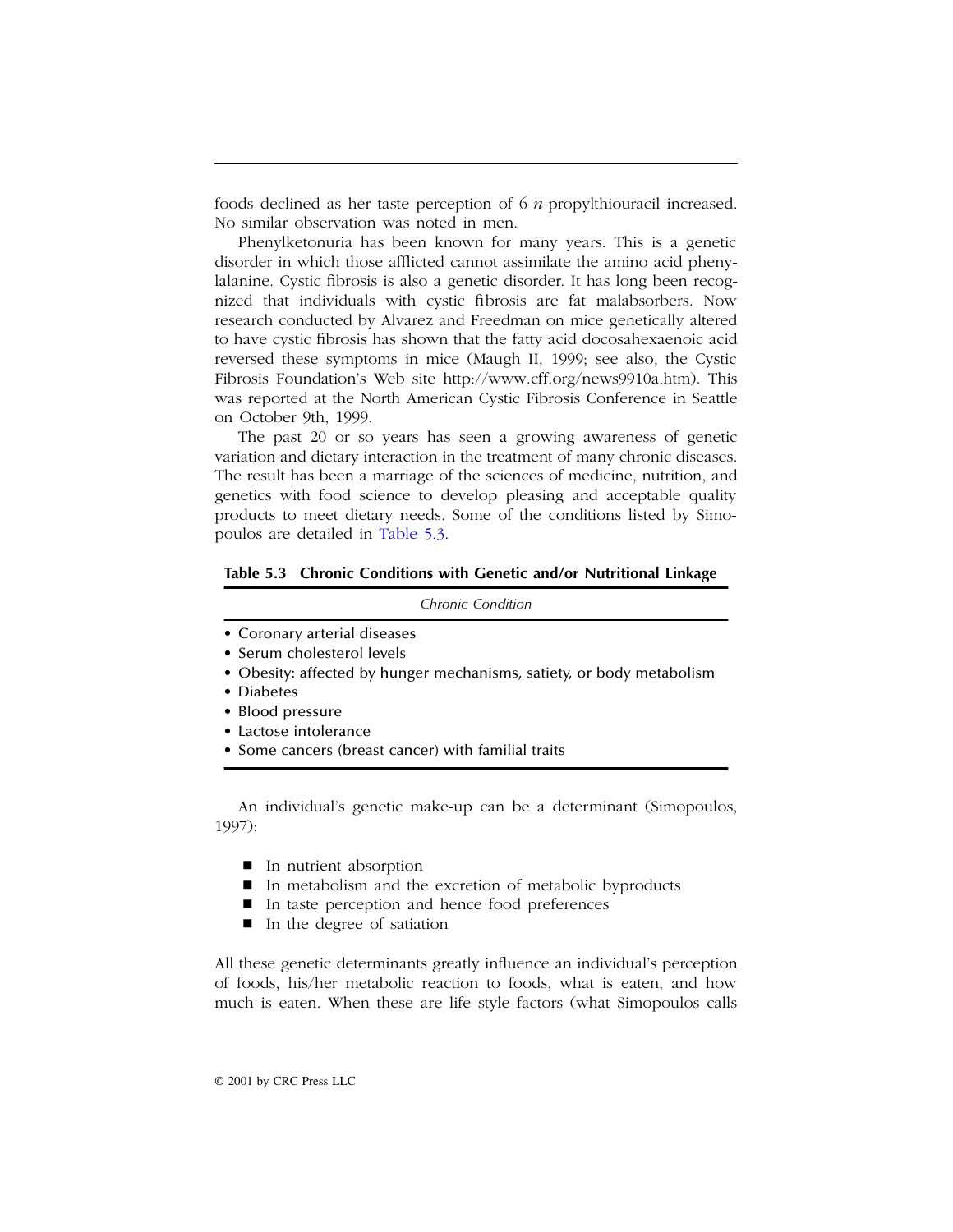foods declined as her taste perception of 6-*n*-propylthiouracil increased. No similar observation was noted in men.

Phenylketonuria has been known for many years. This is a genetic disorder in which those afflicted cannot assimilate the amino acid phenylalanine. Cystic fibrosis is also a genetic disorder. It has long been recognized that individuals with cystic fibrosis are fat malabsorbers. Now research conducted by Alvarez and Freedman on mice genetically altered to have cystic fibrosis has shown that the fatty acid docosahexaenoic acid reversed these symptoms in mice (Maugh II, 1999; see also, the Cystic Fibrosis Foundation's Web site http://www.cff.org/news9910a.htm). This was reported at the North American Cystic Fibrosis Conference in Seattle on October 9th, 1999.

The past 20 or so years has seen a growing awareness of genetic variation and dietary interaction in the treatment of many chronic diseases. The result has been a marriage of the sciences of medicine, nutrition, and genetics with food science to develop pleasing and acceptable quality products to meet dietary needs. Some of the conditions listed by Simopoulos are detailed in Table 5.3.

**Table 5.3 Chronic Conditions with Genetic and/or Nutritional Linkage**

| *Chronic Condition* |
|---|
| • Coronary arterial diseases |
| • Serum cholesterol levels |
| • Obesity: affected by hunger mechanisms, satiety, or body metabolism |
| • Diabetes |
| • Blood pressure |
| • Lactose intolerance |
| • Some cancers (breast cancer) with familial traits |

An individual's genetic make-up can be a determinant (Simopoulos, 1997):

- In nutrient absorption
- In metabolism and the excretion of metabolic byproducts
- In taste perception and hence food preferences
- In the degree of satiation

All these genetic determinants greatly influence an individual's perception of foods, his/her metabolic reaction to foods, what is eaten, and how much is eaten. When these are life style factors (what Simopoulos calls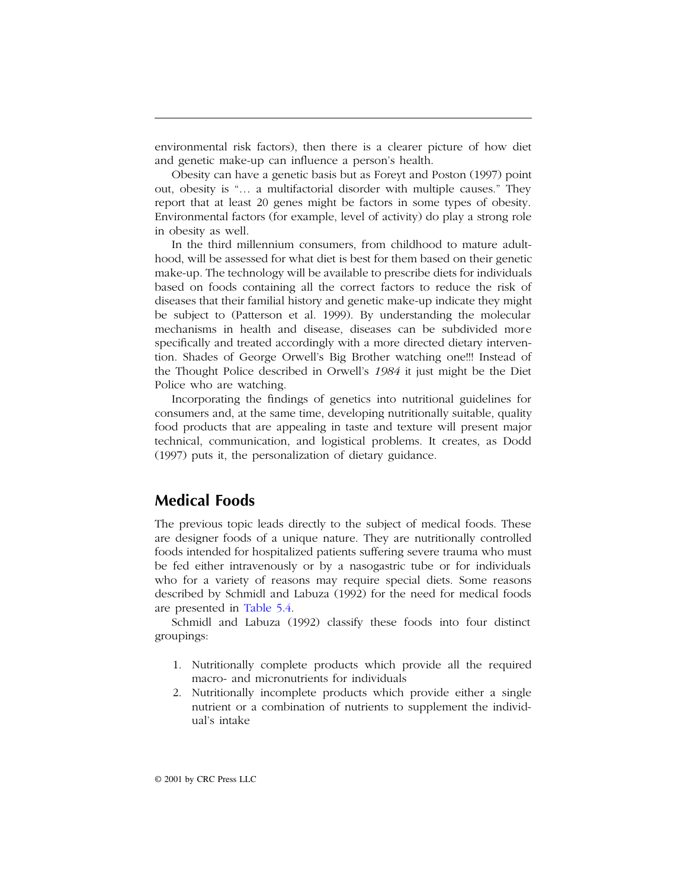environmental risk factors), then there is a clearer picture of how diet and genetic make-up can influence a person's health.

Obesity can have a genetic basis but as Foreyt and Poston (1997) point out, obesity is "… a multifactorial disorder with multiple causes." They report that at least 20 genes might be factors in some types of obesity. Environmental factors (for example, level of activity) do play a strong role in obesity as well.

In the third millennium consumers, from childhood to mature adulthood, will be assessed for what diet is best for them based on their genetic make-up. The technology will be available to prescribe diets for individuals based on foods containing all the correct factors to reduce the risk of diseases that their familial history and genetic make-up indicate they might be subject to (Patterson et al. 1999). By understanding the molecular mechanisms in health and disease, diseases can be subdivided more specifically and treated accordingly with a more directed dietary intervention. Shades of George Orwell's Big Brother watching one!!! Instead of the Thought Police described in Orwell's *1984* it just might be the Diet Police who are watching.

Incorporating the findings of genetics into nutritional guidelines for consumers and, at the same time, developing nutritionally suitable, quality food products that are appealing in taste and texture will present major technical, communication, and logistical problems. It creates, as Dodd (1997) puts it, the personalization of dietary guidance.

## Medical Foods

The previous topic leads directly to the subject of medical foods. These are designer foods of a unique nature. They are nutritionally controlled foods intended for hospitalized patients suffering severe trauma who must be fed either intravenously or by a nasogastric tube or for individuals who for a variety of reasons may require special diets. Some reasons described by Schmidl and Labuza (1992) for the need for medical foods are presented in Table 5.4.

Schmidl and Labuza (1992) classify these foods into four distinct groupings:

1. Nutritionally complete products which provide all the required macro- and micronutrients for individuals
2. Nutritionally incomplete products which provide either a single nutrient or a combination of nutrients to supplement the individual's intake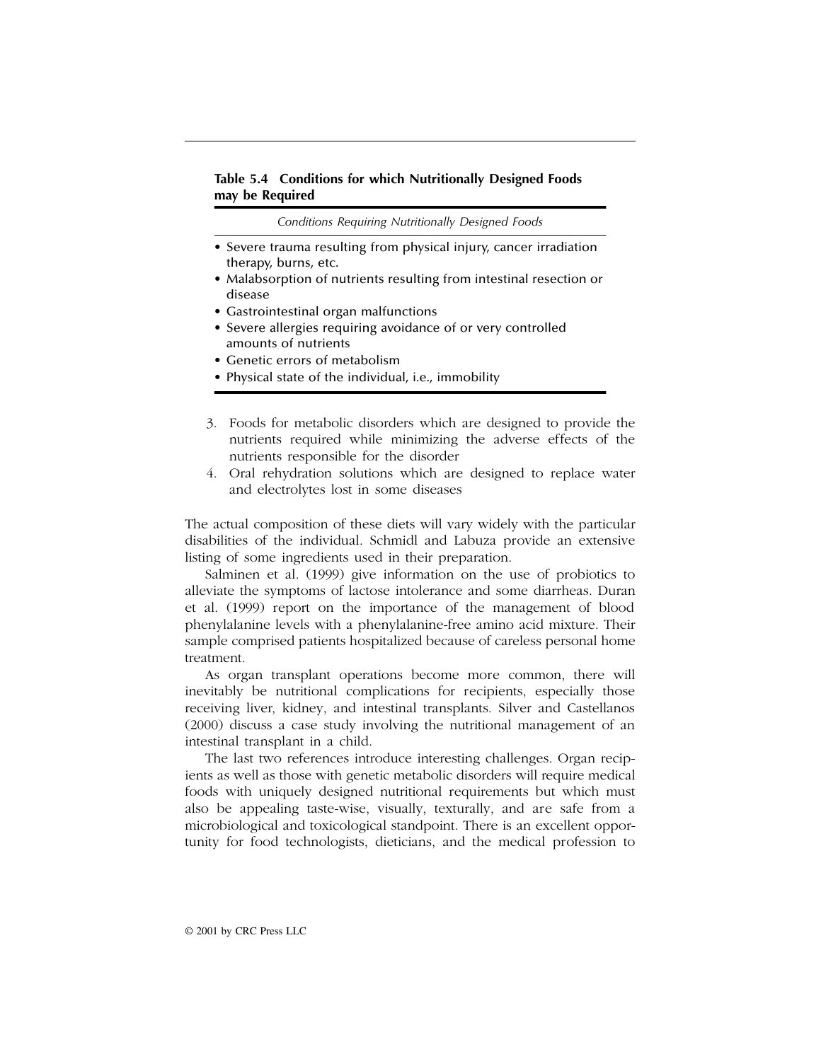**Table 5.4 Conditions for which Nutritionally Designed Foods may be Required**

| *Conditions Requiring Nutritionally Designed Foods* |
|---|
| • Severe trauma resulting from physical injury, cancer irradiation therapy, burns, etc. |
| • Malabsorption of nutrients resulting from intestinal resection or disease |
| • Gastrointestinal organ malfunctions |
| • Severe allergies requiring avoidance of or very controlled amounts of nutrients |
| • Genetic errors of metabolism |
| • Physical state of the individual, i.e., immobility |

3. Foods for metabolic disorders which are designed to provide the nutrients required while minimizing the adverse effects of the nutrients responsible for the disorder
4. Oral rehydration solutions which are designed to replace water and electrolytes lost in some diseases

The actual composition of these diets will vary widely with the particular disabilities of the individual. Schmidl and Labuza provide an extensive listing of some ingredients used in their preparation.

Salminen et al. (1999) give information on the use of probiotics to alleviate the symptoms of lactose intolerance and some diarrheas. Duran et al. (1999) report on the importance of the management of blood phenylalanine levels with a phenylalanine-free amino acid mixture. Their sample comprised patients hospitalized because of careless personal home treatment.

As organ transplant operations become more common, there will inevitably be nutritional complications for recipients, especially those receiving liver, kidney, and intestinal transplants. Silver and Castellanos (2000) discuss a case study involving the nutritional management of an intestinal transplant in a child.

The last two references introduce interesting challenges. Organ recipients as well as those with genetic metabolic disorders will require medical foods with uniquely designed nutritional requirements but which must also be appealing taste-wise, visually, texturally, and are safe from a microbiological and toxicological standpoint. There is an excellent opportunity for food technologists, dieticians, and the medical profession to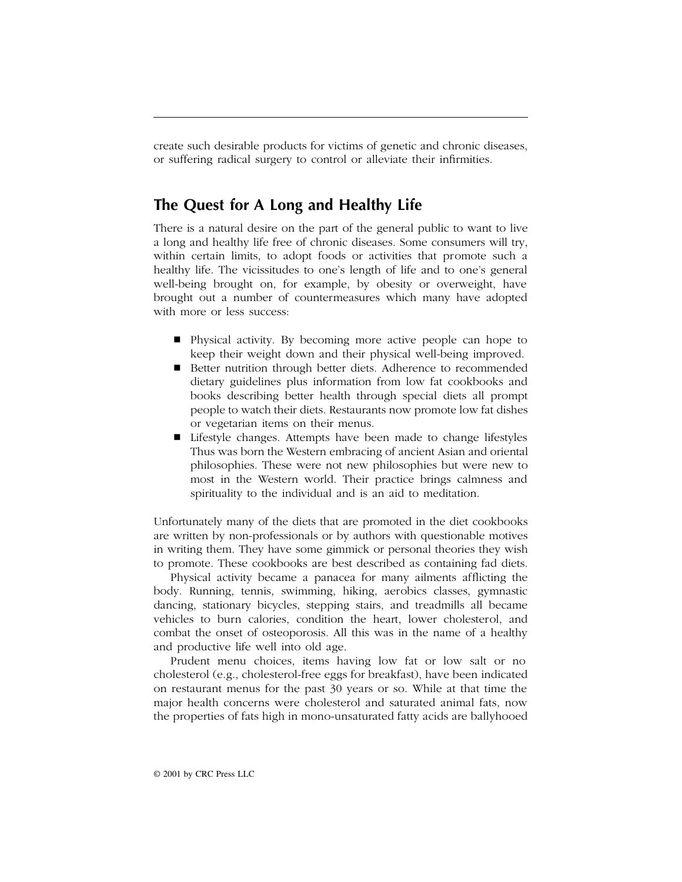create such desirable products for victims of genetic and chronic diseases, or suffering radical surgery to control or alleviate their infirmities.

## The Quest for A Long and Healthy Life

There is a natural desire on the part of the general public to want to live a long and healthy life free of chronic diseases. Some consumers will try, within certain limits, to adopt foods or activities that promote such a healthy life. The vicissitudes to one's length of life and to one's general well-being brought on, for example, by obesity or overweight, have brought out a number of countermeasures which many have adopted with more or less success:

- Physical activity. By becoming more active people can hope to keep their weight down and their physical well-being improved.
- Better nutrition through better diets. Adherence to recommended dietary guidelines plus information from low fat cookbooks and books describing better health through special diets all prompt people to watch their diets. Restaurants now promote low fat dishes or vegetarian items on their menus.
- Lifestyle changes. Attempts have been made to change lifestyles Thus was born the Western embracing of ancient Asian and oriental philosophies. These were not new philosophies but were new to most in the Western world. Their practice brings calmness and spirituality to the individual and is an aid to meditation.

Unfortunately many of the diets that are promoted in the diet cookbooks are written by non-professionals or by authors with questionable motives in writing them. They have some gimmick or personal theories they wish to promote. These cookbooks are best described as containing fad diets.

Physical activity became a panacea for many ailments afflicting the body. Running, tennis, swimming, hiking, aerobics classes, gymnastic dancing, stationary bicycles, stepping stairs, and treadmills all became vehicles to burn calories, condition the heart, lower cholesterol, and combat the onset of osteoporosis. All this was in the name of a healthy and productive life well into old age.

Prudent menu choices, items having low fat or low salt or no cholesterol (e.g., cholesterol-free eggs for breakfast), have been indicated on restaurant menus for the past 30 years or so. While at that time the major health concerns were cholesterol and saturated animal fats, now the properties of fats high in mono-unsaturated fatty acids are ballyhooed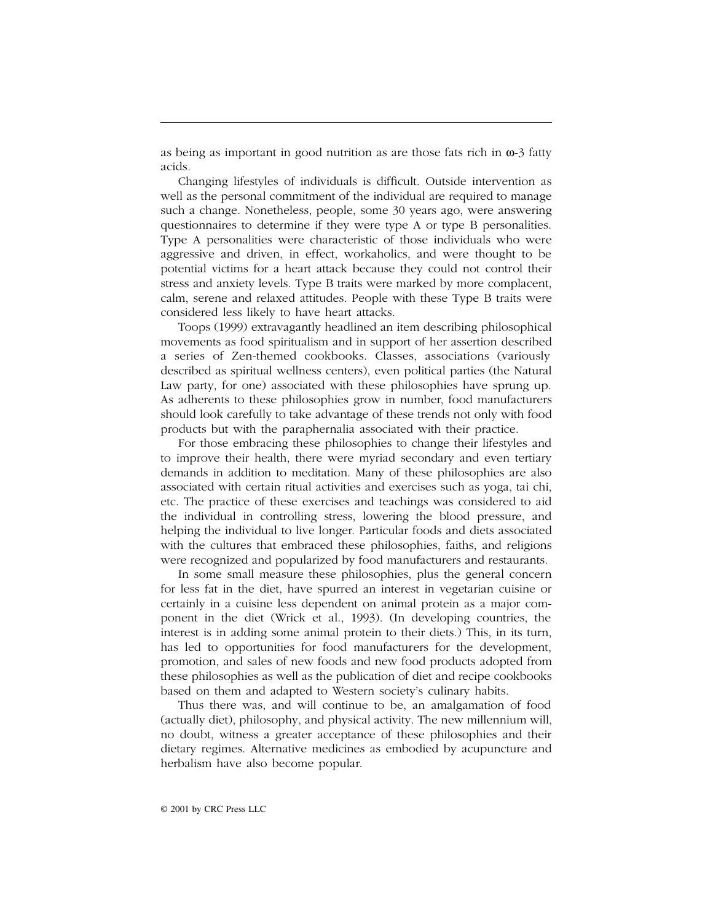as being as important in good nutrition as are those fats rich in ω-3 fatty acids.

Changing lifestyles of individuals is difficult. Outside intervention as well as the personal commitment of the individual are required to manage such a change. Nonetheless, people, some 30 years ago, were answering questionnaires to determine if they were type A or type B personalities. Type A personalities were characteristic of those individuals who were aggressive and driven, in effect, workaholics, and were thought to be potential victims for a heart attack because they could not control their stress and anxiety levels. Type B traits were marked by more complacent, calm, serene and relaxed attitudes. People with these Type B traits were considered less likely to have heart attacks.

Toops (1999) extravagantly headlined an item describing philosophical movements as food spiritualism and in support of her assertion described a series of Zen-themed cookbooks. Classes, associations (variously described as spiritual wellness centers), even political parties (the Natural Law party, for one) associated with these philosophies have sprung up. As adherents to these philosophies grow in number, food manufacturers should look carefully to take advantage of these trends not only with food products but with the paraphernalia associated with their practice.

For those embracing these philosophies to change their lifestyles and to improve their health, there were myriad secondary and even tertiary demands in addition to meditation. Many of these philosophies are also associated with certain ritual activities and exercises such as yoga, tai chi, etc. The practice of these exercises and teachings was considered to aid the individual in controlling stress, lowering the blood pressure, and helping the individual to live longer. Particular foods and diets associated with the cultures that embraced these philosophies, faiths, and religions were recognized and popularized by food manufacturers and restaurants.

In some small measure these philosophies, plus the general concern for less fat in the diet, have spurred an interest in vegetarian cuisine or certainly in a cuisine less dependent on animal protein as a major component in the diet (Wrick et al., 1993). (In developing countries, the interest is in adding some animal protein to their diets.) This, in its turn, has led to opportunities for food manufacturers for the development, promotion, and sales of new foods and new food products adopted from these philosophies as well as the publication of diet and recipe cookbooks based on them and adapted to Western society's culinary habits.

Thus there was, and will continue to be, an amalgamation of food (actually diet), philosophy, and physical activity. The new millennium will, no doubt, witness a greater acceptance of these philosophies and their dietary regimes. Alternative medicines as embodied by acupuncture and herbalism have also become popular.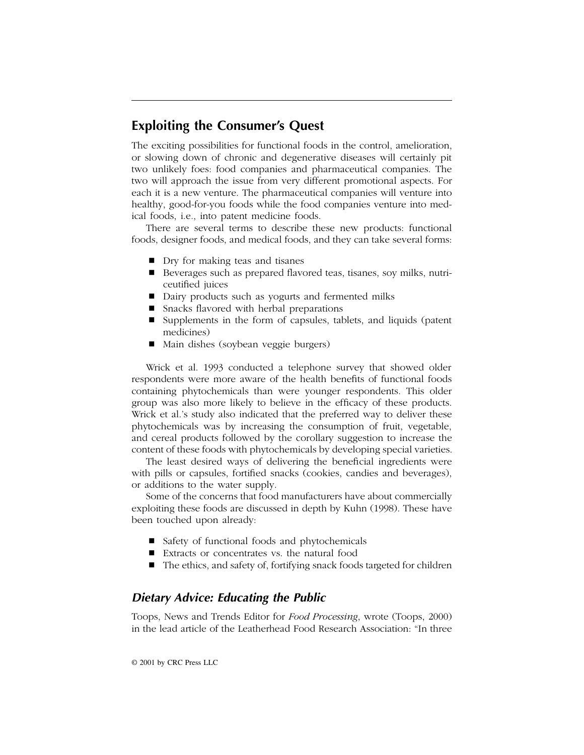## Exploiting the Consumer's Quest

The exciting possibilities for functional foods in the control, amelioration, or slowing down of chronic and degenerative diseases will certainly pit two unlikely foes: food companies and pharmaceutical companies. The two will approach the issue from very different promotional aspects. For each it is a new venture. The pharmaceutical companies will venture into healthy, good-for-you foods while the food companies venture into medical foods, i.e., into patent medicine foods.

There are several terms to describe these new products: functional foods, designer foods, and medical foods, and they can take several forms:

- Dry for making teas and tisanes
- Beverages such as prepared flavored teas, tisanes, soy milks, nutriceutified juices
- Dairy products such as yogurts and fermented milks
- Snacks flavored with herbal preparations
- Supplements in the form of capsules, tablets, and liquids (patent medicines)
- Main dishes (soybean veggie burgers)

Wrick et al. 1993 conducted a telephone survey that showed older respondents were more aware of the health benefits of functional foods containing phytochemicals than were younger respondents. This older group was also more likely to believe in the efficacy of these products. Wrick et al.'s study also indicated that the preferred way to deliver these phytochemicals was by increasing the consumption of fruit, vegetable, and cereal products followed by the corollary suggestion to increase the content of these foods with phytochemicals by developing special varieties.

The least desired ways of delivering the beneficial ingredients were with pills or capsules, fortified snacks (cookies, candies and beverages), or additions to the water supply.

Some of the concerns that food manufacturers have about commercially exploiting these foods are discussed in depth by Kuhn (1998). These have been touched upon already:

- Safety of functional foods and phytochemicals
- Extracts or concentrates vs. the natural food
- The ethics, and safety of, fortifying snack foods targeted for children

### *Dietary Advice: Educating the Public*

Toops, News and Trends Editor for *Food Processing*, wrote (Toops, 2000) in the lead article of the Leatherhead Food Research Association: "In three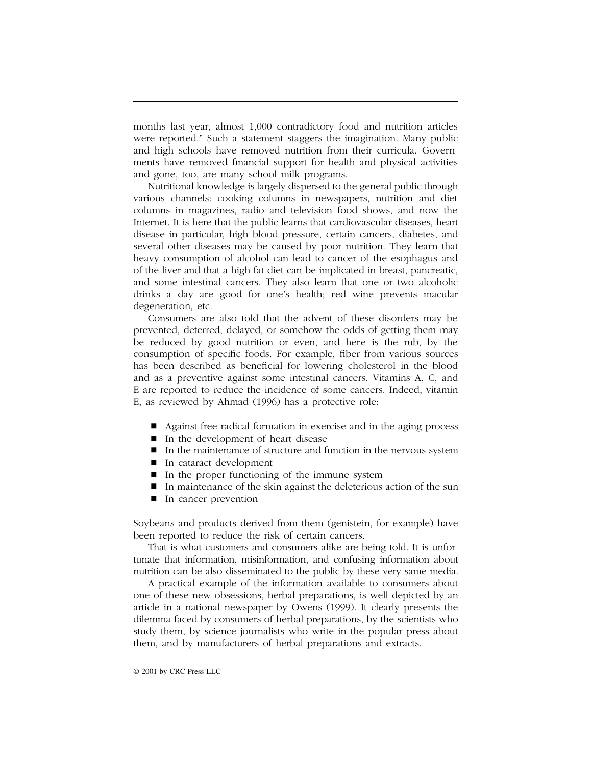months last year, almost 1,000 contradictory food and nutrition articles were reported." Such a statement staggers the imagination. Many public and high schools have removed nutrition from their curricula. Governments have removed financial support for health and physical activities and gone, too, are many school milk programs.

Nutritional knowledge is largely dispersed to the general public through various channels: cooking columns in newspapers, nutrition and diet columns in magazines, radio and television food shows, and now the Internet. It is here that the public learns that cardiovascular diseases, heart disease in particular, high blood pressure, certain cancers, diabetes, and several other diseases may be caused by poor nutrition. They learn that heavy consumption of alcohol can lead to cancer of the esophagus and of the liver and that a high fat diet can be implicated in breast, pancreatic, and some intestinal cancers. They also learn that one or two alcoholic drinks a day are good for one's health; red wine prevents macular degeneration, etc.

Consumers are also told that the advent of these disorders may be prevented, deterred, delayed, or somehow the odds of getting them may be reduced by good nutrition or even, and here is the rub, by the consumption of specific foods. For example, fiber from various sources has been described as beneficial for lowering cholesterol in the blood and as a preventive against some intestinal cancers. Vitamins A, C, and E are reported to reduce the incidence of some cancers. Indeed, vitamin E, as reviewed by Ahmad (1996) has a protective role:

- Against free radical formation in exercise and in the aging process
- In the development of heart disease
- In the maintenance of structure and function in the nervous system
- In cataract development
- In the proper functioning of the immune system
- In maintenance of the skin against the deleterious action of the sun
- In cancer prevention

Soybeans and products derived from them (genistein, for example) have been reported to reduce the risk of certain cancers.

That is what customers and consumers alike are being told. It is unfortunate that information, misinformation, and confusing information about nutrition can be also disseminated to the public by these very same media.

A practical example of the information available to consumers about one of these new obsessions, herbal preparations, is well depicted by an article in a national newspaper by Owens (1999). It clearly presents the dilemma faced by consumers of herbal preparations, by the scientists who study them, by science journalists who write in the popular press about them, and by manufacturers of herbal preparations and extracts.

© 2001 by CRC Press LLC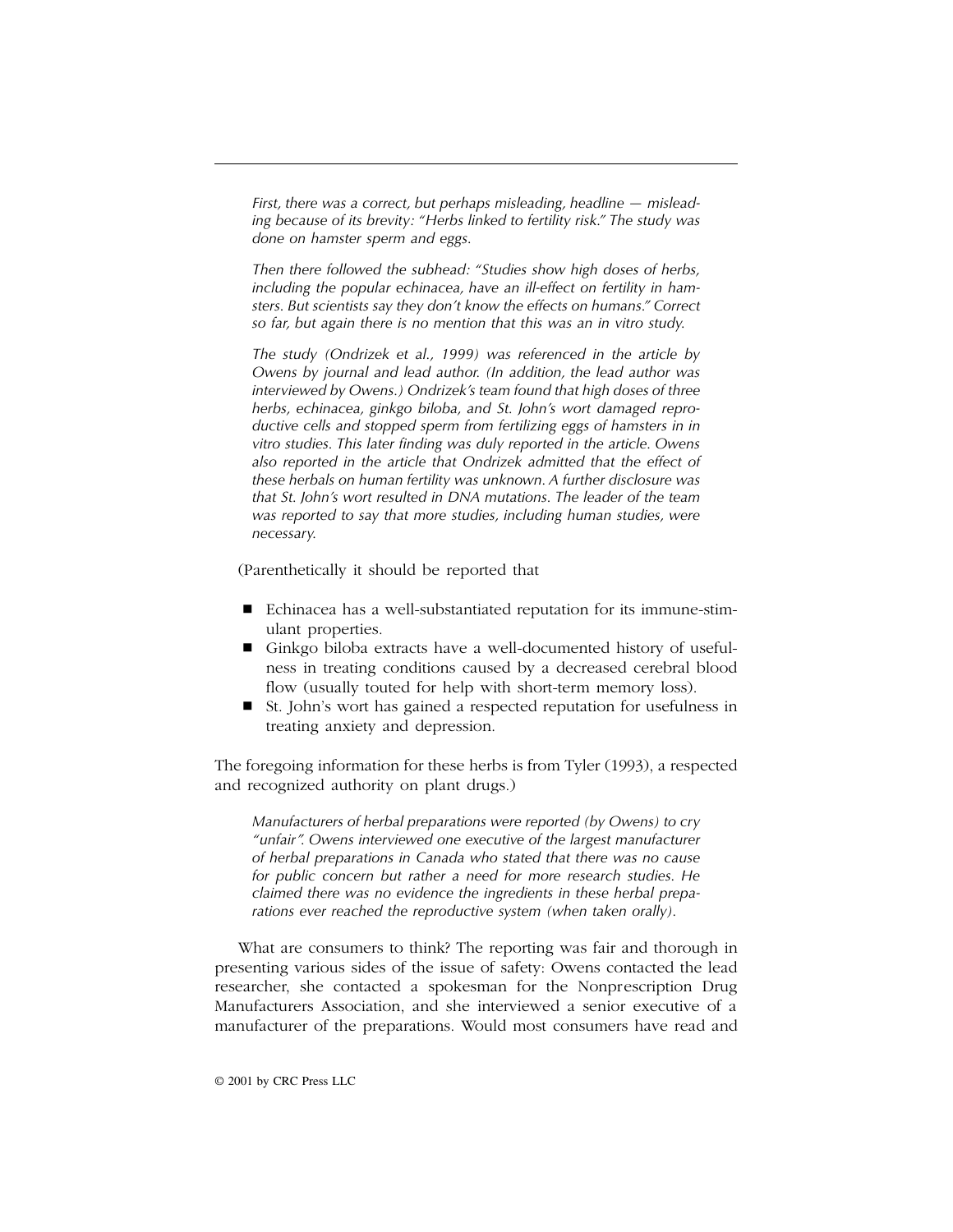*First, there was a correct, but perhaps misleading, headline — misleading because of its brevity: "Herbs linked to fertility risk." The study was done on hamster sperm and eggs.*

*Then there followed the subhead: "Studies show high doses of herbs, including the popular echinacea, have an ill-effect on fertility in hamsters. But scientists say they don't know the effects on humans." Correct so far, but again there is no mention that this was an in vitro study.*

*The study (Ondrizek et al., 1999) was referenced in the article by Owens by journal and lead author. (In addition, the lead author was interviewed by Owens.) Ondrizek's team found that high doses of three herbs, echinacea, ginkgo biloba, and St. John's wort damaged reproductive cells and stopped sperm from fertilizing eggs of hamsters in in vitro studies. This later finding was duly reported in the article. Owens also reported in the article that Ondrizek admitted that the effect of these herbals on human fertility was unknown. A further disclosure was that St. John's wort resulted in DNA mutations. The leader of the team was reported to say that more studies, including human studies, were necessary.*

(Parenthetically it should be reported that

- Echinacea has a well-substantiated reputation for its immune-stimulant properties.
- Ginkgo biloba extracts have a well-documented history of usefulness in treating conditions caused by a decreased cerebral blood flow (usually touted for help with short-term memory loss).
- St. John's wort has gained a respected reputation for usefulness in treating anxiety and depression.

The foregoing information for these herbs is from Tyler (1993), a respected and recognized authority on plant drugs.)

*Manufacturers of herbal preparations were reported (by Owens) to cry "unfair". Owens interviewed one executive of the largest manufacturer of herbal preparations in Canada who stated that there was no cause for public concern but rather a need for more research studies. He claimed there was no evidence the ingredients in these herbal preparations ever reached the reproductive system (when taken orally).*

What are consumers to think? The reporting was fair and thorough in presenting various sides of the issue of safety: Owens contacted the lead researcher, she contacted a spokesman for the Nonprescription Drug Manufacturers Association, and she interviewed a senior executive of a manufacturer of the preparations. Would most consumers have read and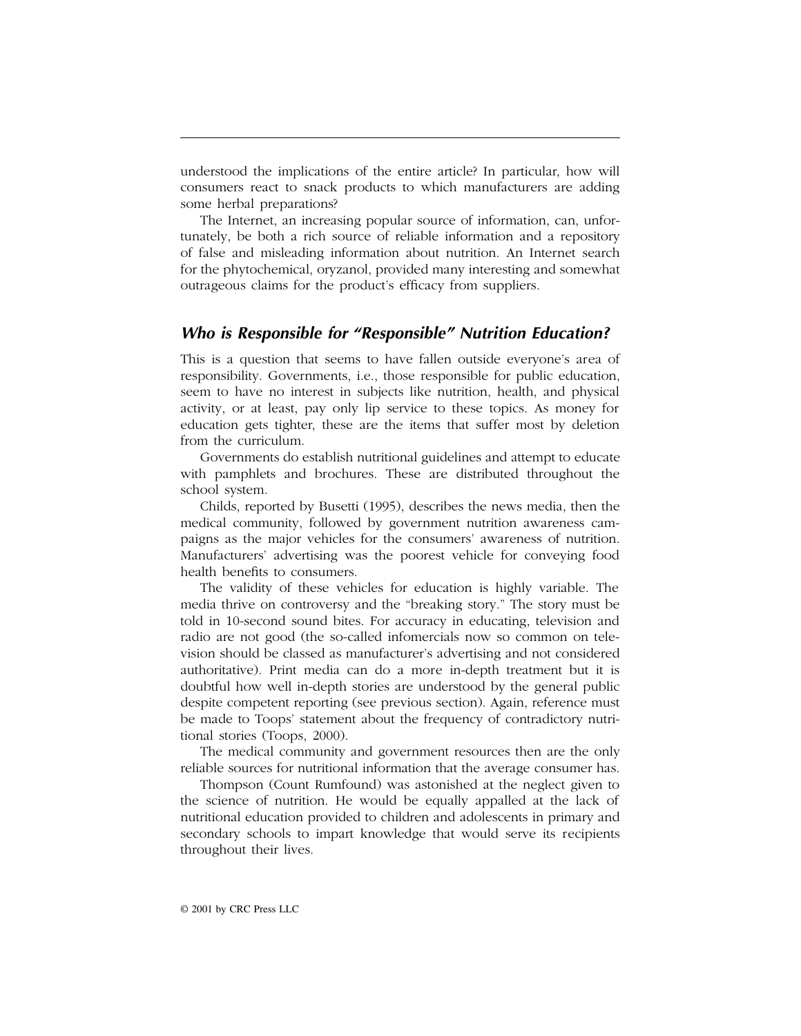understood the implications of the entire article? In particular, how will consumers react to snack products to which manufacturers are adding some herbal preparations?

The Internet, an increasing popular source of information, can, unfortunately, be both a rich source of reliable information and a repository of false and misleading information about nutrition. An Internet search for the phytochemical, oryzanol, provided many interesting and somewhat outrageous claims for the product's efficacy from suppliers.

## *Who is Responsible for "Responsible" Nutrition Education?*

This is a question that seems to have fallen outside everyone's area of responsibility. Governments, i.e., those responsible for public education, seem to have no interest in subjects like nutrition, health, and physical activity, or at least, pay only lip service to these topics. As money for education gets tighter, these are the items that suffer most by deletion from the curriculum.

Governments do establish nutritional guidelines and attempt to educate with pamphlets and brochures. These are distributed throughout the school system.

Childs, reported by Busetti (1995), describes the news media, then the medical community, followed by government nutrition awareness campaigns as the major vehicles for the consumers' awareness of nutrition. Manufacturers' advertising was the poorest vehicle for conveying food health benefits to consumers.

The validity of these vehicles for education is highly variable. The media thrive on controversy and the "breaking story." The story must be told in 10-second sound bites. For accuracy in educating, television and radio are not good (the so-called infomercials now so common on television should be classed as manufacturer's advertising and not considered authoritative). Print media can do a more in-depth treatment but it is doubtful how well in-depth stories are understood by the general public despite competent reporting (see previous section). Again, reference must be made to Toops' statement about the frequency of contradictory nutritional stories (Toops, 2000).

The medical community and government resources then are the only reliable sources for nutritional information that the average consumer has.

Thompson (Count Rumfound) was astonished at the neglect given to the science of nutrition. He would be equally appalled at the lack of nutritional education provided to children and adolescents in primary and secondary schools to impart knowledge that would serve its recipients throughout their lives.